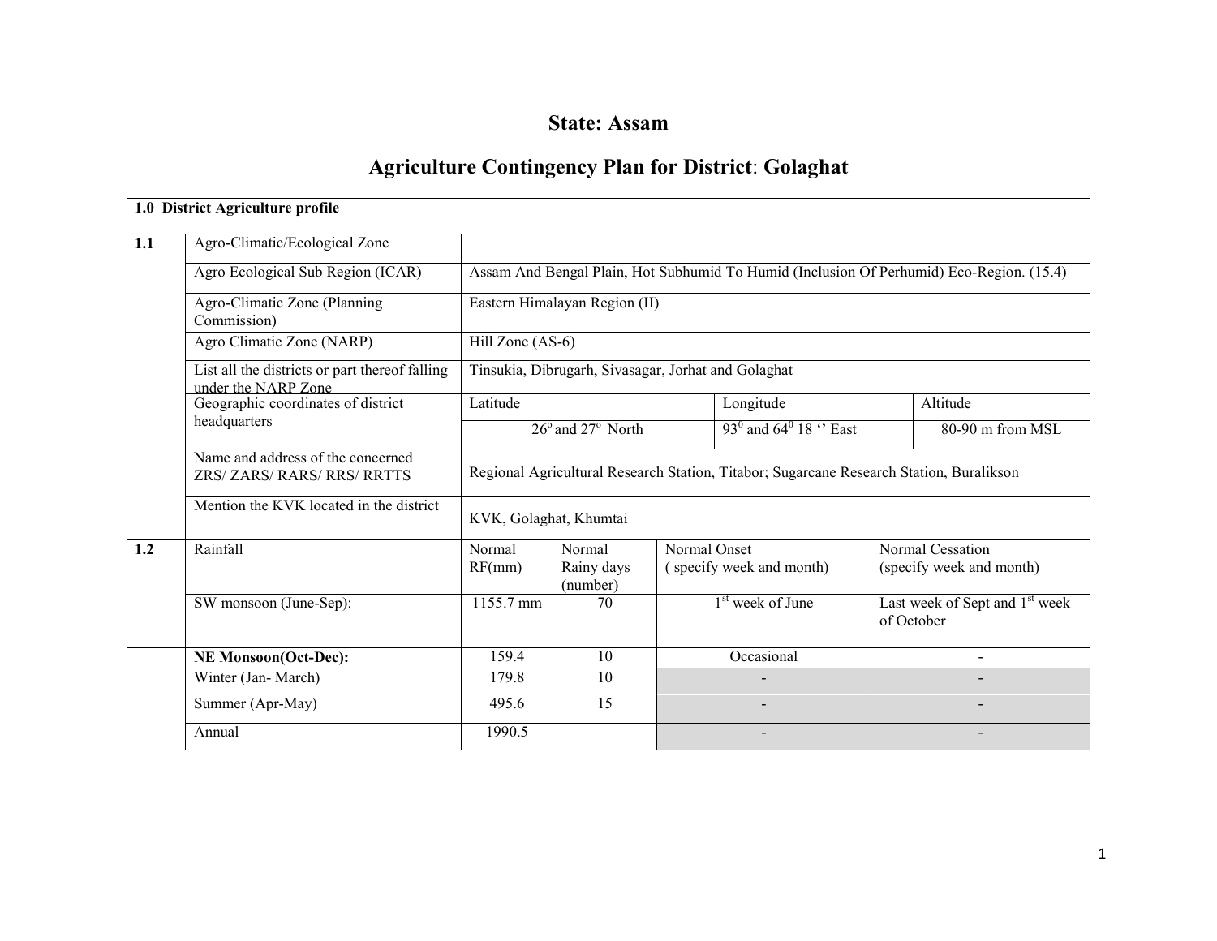# State: Assam

## Agriculture Contingency Plan for District: Golaghat

| **1.0 District Agriculture profile** | | | | | | |
|---|---|---|---|---|---|---|
| **1.1** | Agro-Climatic/Ecological Zone | | | | | |
| | Agro Ecological Sub Region (ICAR) | Assam And Bengal Plain, Hot Subhumid To Humid (Inclusion Of Perhumid) Eco-Region. (15.4) | | | | |
| | Agro-Climatic Zone (Planning Commission) | Eastern Himalayan Region (II) | | | | |
| | Agro Climatic Zone (NARP) | Hill Zone (AS-6) | | | | |
| | List all the districts or part thereof falling under the NARP Zone | Tinsukia, Dibrugarh, Sivasagar, Jorhat and Golaghat | | | | |
| | Geographic coordinates of district headquarters | Latitude | | Longitude | | Altitude |
| | | $26^o$ and $27^o$ North | | $93^0$ and $64^0$ 18 '' East | | 80-90 m from MSL |
| | Name and address of the concerned ZRS/ ZARS/ RARS/ RRS/ RRTTS | Regional Agricultural Research Station, Titabor; Sugarcane Research Station, Buralikson | | | | |
| | Mention the KVK located in the district | KVK, Golaghat, Khumtai | | | | |
| **1.2** | Rainfall | Normal RF(mm) | Normal Rainy days (number) | Normal Onset ( specify week and month) | | Normal Cessation (specify week and month) |
| | SW monsoon (June-Sep): | 1155.7 mm | 70 | 1st week of June | | Last week of Sept and 1st week of October |
| | **NE Monsoon(Oct-Dec):** | 159.4 | 10 | Occasional | | - |
| | Winter (Jan- March) | 179.8 | 10 | - | | - |
| | Summer (Apr-May) | 495.6 | 15 | - | | - |
| | Annual | 1990.5 | | - | | - |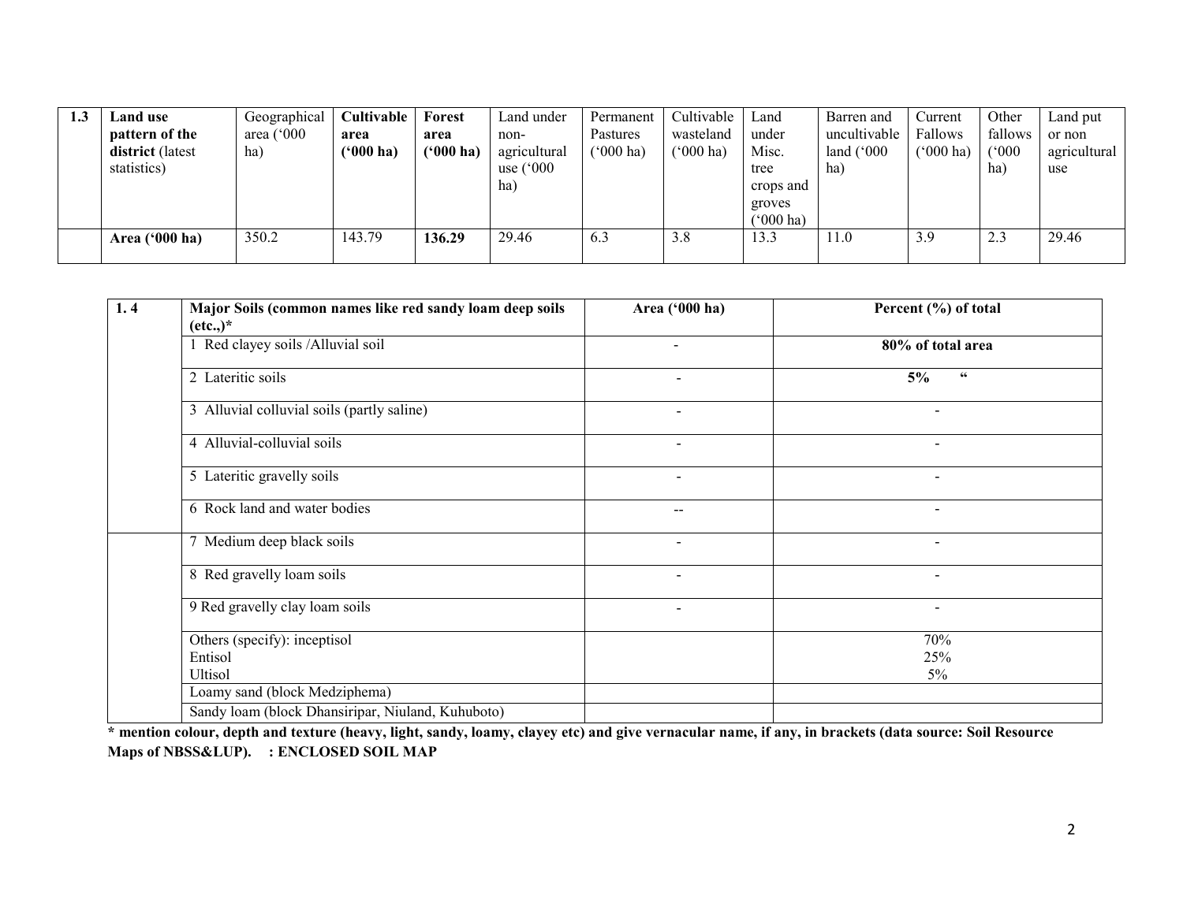| 1.3 | **Land use pattern of the district** (latest statistics) | Geographical area ('000 ha) | **Cultivable area ('000 ha)** | **Forest area ('000 ha)** | Land under non-agricultural use ('000 ha) | Permanent Pastures ('000 ha) | Cultivable wasteland ('000 ha) | Land under Misc. tree crops and groves ('000 ha) | Barren and uncultivable land ('000 ha) | Current Fallows ('000 ha) | Other fallows ('000 ha) | Land put or non agricultural use |
|---|---|---|---|---|---|---|---|---|---|---|---|---|
| | **Area ('000 ha)** | 350.2 | 143.79 | **136.29** | 29.46 | 6.3 | 3.8 | 13.3 | 11.0 | 3.9 | 2.3 | 29.46 |

| 1. 4 | Major Soils (common names like red sandy loam deep soils (etc.,)* | Area ('000 ha) | Percent (%) of total |
|---|---|---|---|
| | 1 Red clayey soils /Alluvial soil | - | **80% of total area** |
| | 2 Lateritic soils | - | **5% "** |
| | 3 Alluvial colluvial soils (partly saline) | - | - |
| | 4 Alluvial-colluvial soils | - | - |
| | 5 Lateritic gravelly soils | - | - |
| | 6 Rock land and water bodies | -- | - |
| | 7 Medium deep black soils | - | - |
| | 8 Red gravelly loam soils | - | - |
| | 9 Red gravelly clay loam soils | - | - |
| | Others (specify): inceptisol<br>Entisol<br>Ultisol | | 70%<br>25%<br>5% |
| | Loamy sand (block Medziphema) | | |
| | Sandy loam (block Dhansiripar, Niuland, Kuhuboto) | | |

**\* mention colour, depth and texture (heavy, light, sandy, loamy, clayey etc) and give vernacular name, if any, in brackets (data source: Soil Resource Maps of NBSS&LUP). : ENCLOSED SOIL MAP**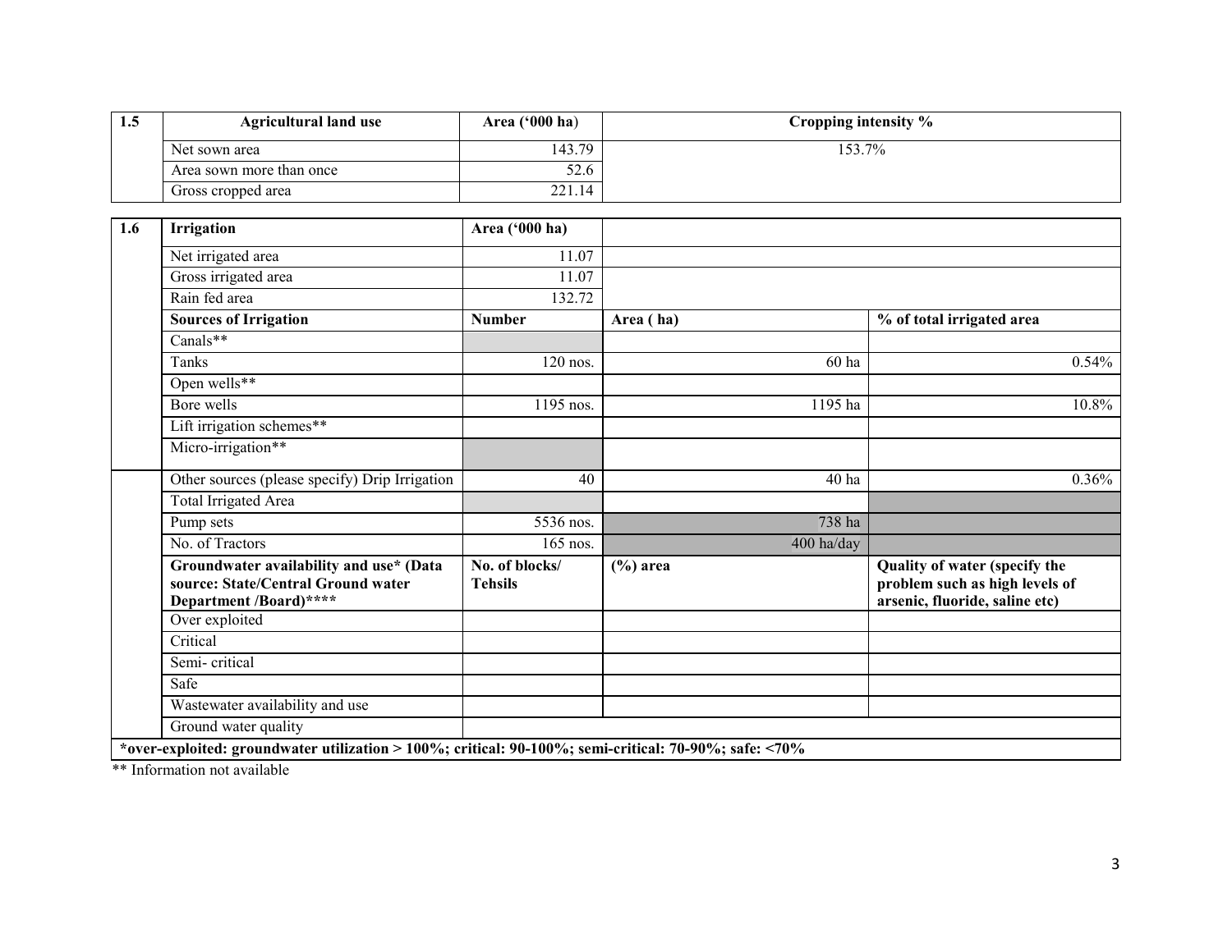| 1.5 | Agricultural land use | Area ('000 ha) | Cropping intensity % |
|---|---|---|---|
| | Net sown area | 143.79 | 153.7% |
| | Area sown more than once | 52.6 | |
| | Gross cropped area | 221.14 | |

| 1.6 | Irrigation | Area ('000 ha) | | |
|---|---|---|---|---|
| | Net irrigated area | 11.07 | | |
| | Gross irrigated area | 11.07 | | |
| | Rain fed area | 132.72 | | |
| | **Sources of Irrigation** | **Number** | **Area ( ha)** | **% of total irrigated area** |
| | Canals** | | | |
| | Tanks | 120 nos. | 60 ha | 0.54% |
| | Open wells** | | | |
| | Bore wells | 1195 nos. | 1195 ha | 10.8% |
| | Lift irrigation schemes** | | | |
| | Micro-irrigation** | | | |
| | Other sources (please specify) Drip Irrigation | 40 | 40 ha | 0.36% |
| | Total Irrigated Area | | | |
| | Pump sets | 5536 nos. | 738 ha | |
| | No. of Tractors | 165 nos. | 400 ha/day | |
| | **Groundwater availability and use* (Data source: State/Central Ground water Department /Board)****** | **No. of blocks/ Tehsils** | **(%) area** | **Quality of water (specify the problem such as high levels of arsenic, fluoride, saline etc)** |
| | Over exploited | | | |
| | Critical | | | |
| | Semi- critical | | | |
| | Safe | | | |
| | Wastewater availability and use | | | |
| | Ground water quality | | | |
| **\*over-exploited: groundwater utilization > 100%; critical: 90-100%; semi-critical: 70-90%; safe: <70%** | | | | |

** Information not available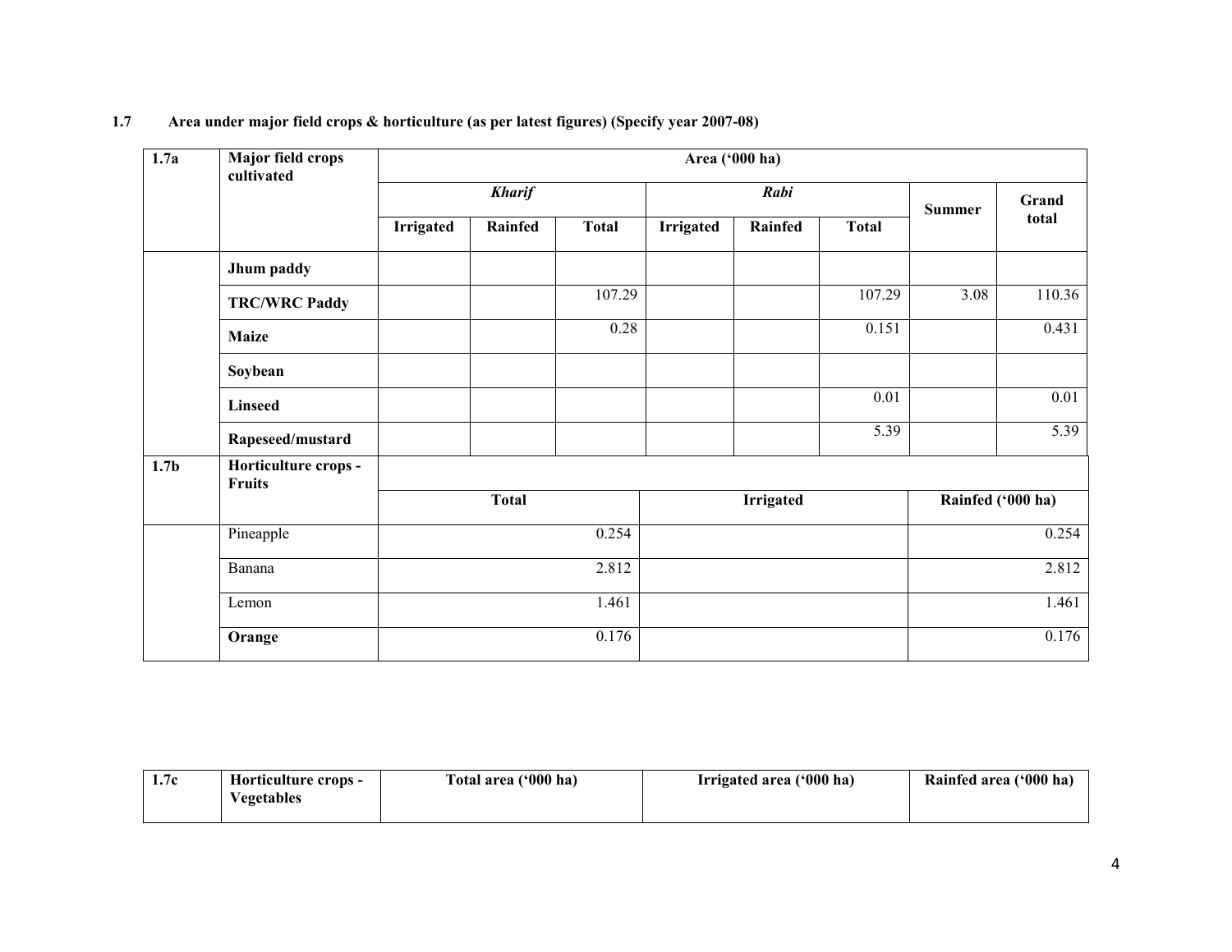**1.7 Area under major field crops & horticulture (as per latest figures) (Specify year 2007-08)**

| 1.7a | Major field crops cultivated | Area ('000 ha) | | | | | | | |
|---|---|---|---|---|---|---|---|---|---|
| | | *Kharif* | | | *Rabi* | | | Summer | Grand total |
| | | Irrigated | Rainfed | Total | Irrigated | Rainfed | Total | | |
| | **Jhum paddy** | | | | | | | | |
| | **TRC/WRC Paddy** | | | 107.29 | | | 107.29 | 3.08 | 110.36 |
| | **Maize** | | | 0.28 | | | 0.151 | | 0.431 |
| | **Soybean** | | | | | | | | |
| | **Linseed** | | | | | | 0.01 | | 0.01 |
| | **Rapeseed/mustard** | | | | | | 5.39 | | 5.39 |

| 1.7b | Horticulture crops - Fruits | Total | Irrigated | Rainfed ('000 ha) |
|---|---|---|---|---|
| | Pineapple | 0.254 | | 0.254 |
| | Banana | 2.812 | | 2.812 |
| | Lemon | 1.461 | | 1.461 |
| | **Orange** | 0.176 | | 0.176 |

| 1.7c | Horticulture crops - Vegetables | Total area ('000 ha) | Irrigated area ('000 ha) | Rainfed area ('000 ha) |
|---|---|---|---|---|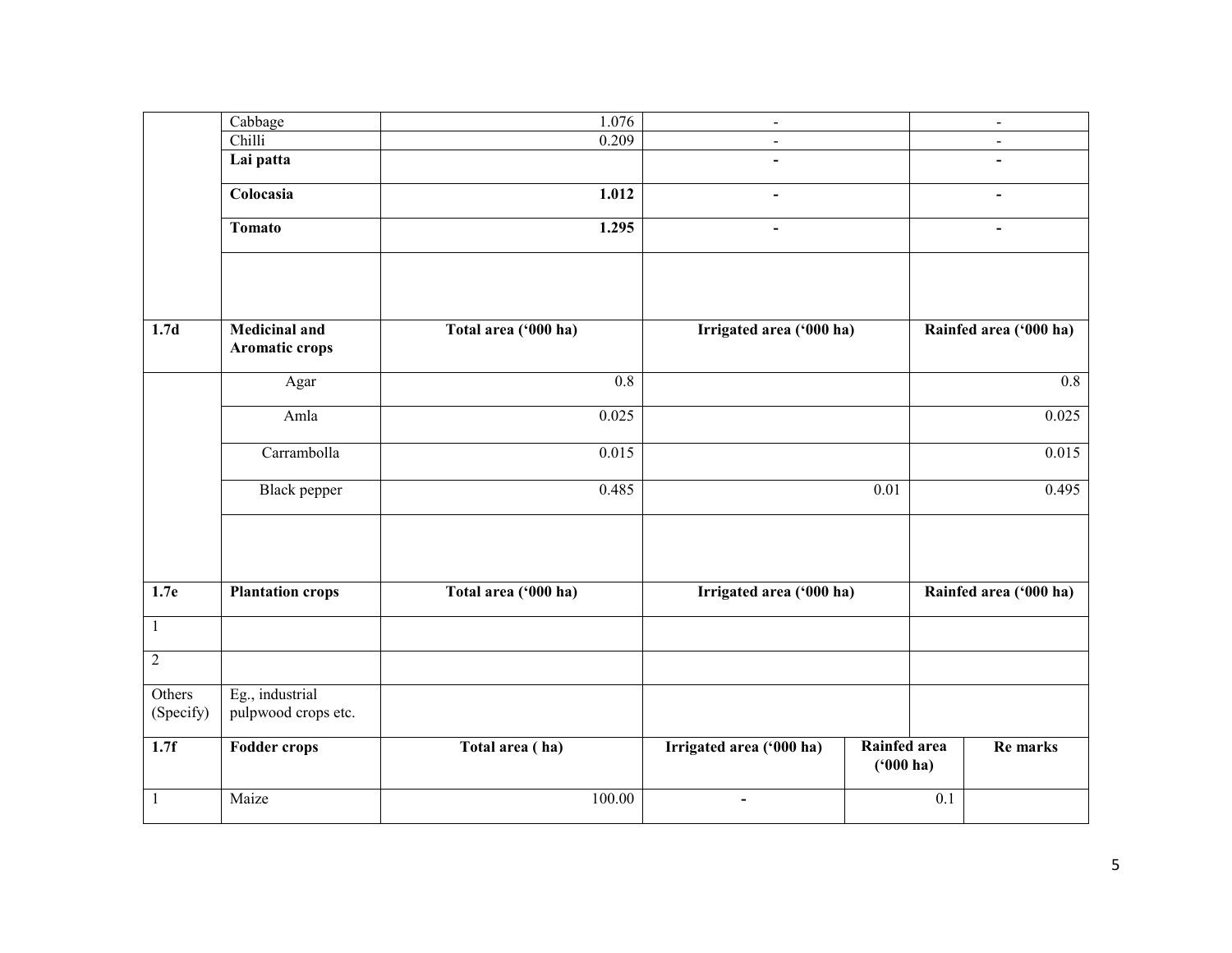|  | Cabbage | 1.076 | - |  | - |
|---|---|---|---|---|---|
|  | Chilli | 0.209 | - |  | - |
|  | **Lai patta** |  | **-** |  | **-** |
|  | **Colocasia** | **1.012** | **-** |  | **-** |
|  | **Tomato** | **1.295** | **-** |  | **-** |
|  |  |  |  |  |  |
| **1.7d** | **Medicinal and Aromatic crops** | **Total area ('000 ha)** | **Irrigated area ('000 ha)** |  | **Rainfed area ('000 ha)** |
|  | Agar | 0.8 |  |  | 0.8 |
|  | Amla | 0.025 |  |  | 0.025 |
|  | Carrambolla | 0.015 |  |  | 0.015 |
|  | Black pepper | 0.485 | 0.01 |  | 0.495 |
|  |  |  |  |  |  |
| **1.7e** | **Plantation crops** | **Total area ('000 ha)** | **Irrigated area ('000 ha)** |  | **Rainfed area ('000 ha)** |
| 1 |  |  |  |  |  |
| 2 |  |  |  |  |  |
| Others (Specify) | Eg., industrial pulpwood crops etc. |  |  |  |  |
| **1.7f** | **Fodder crops** | **Total area ( ha)** | **Irrigated area ('000 ha)** | **Rainfed area ('000 ha)** | **Re marks** |
| 1 | Maize | 100.00 | **-** | 0.1 |  |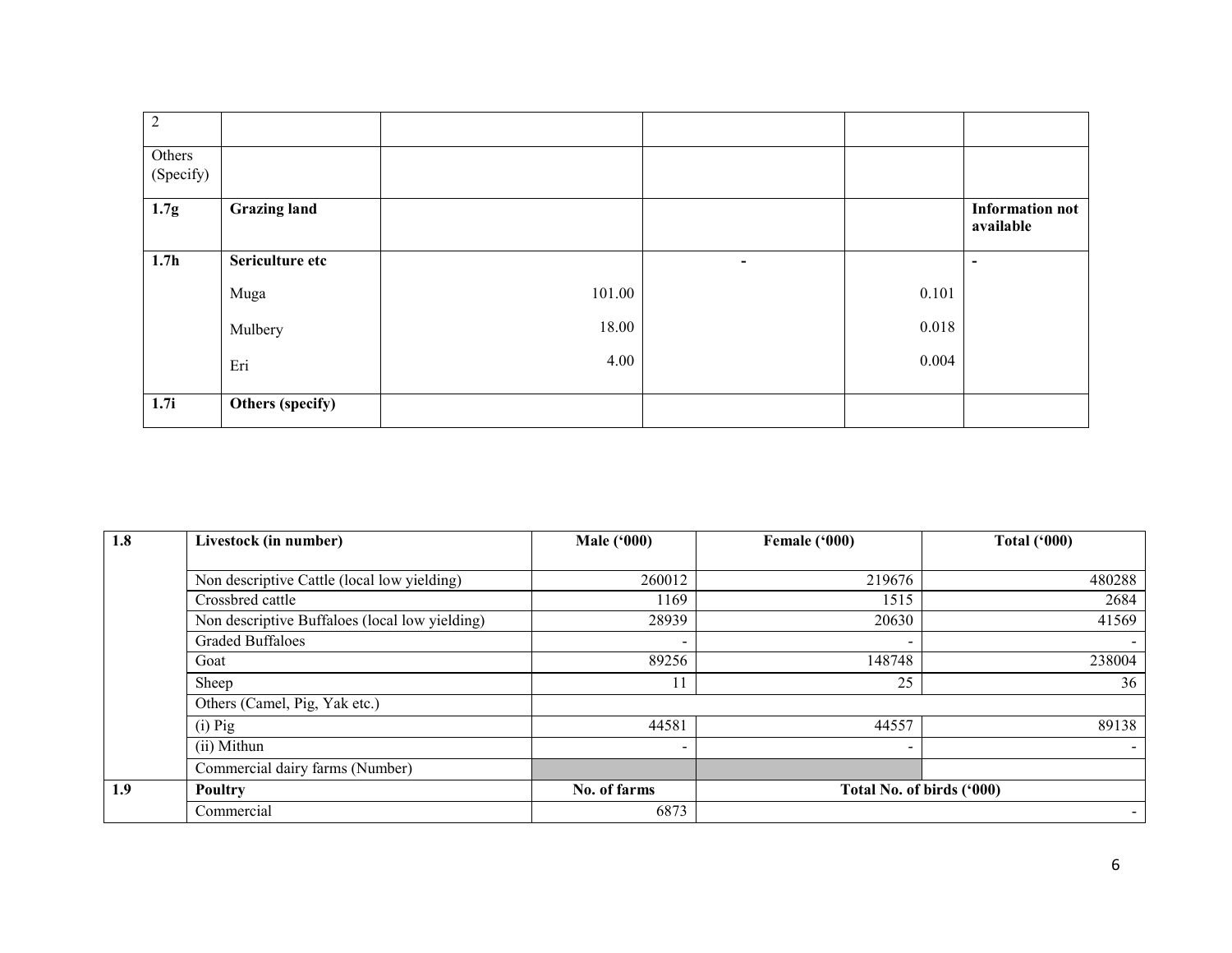| | | | | | |
|---|---|---|---|---|---|
| 2 | | | | | |
| Others (Specify) | | | | | |
| **1.7g** | **Grazing land** | | | | **Information not available** |
| **1.7h** | **Sericulture etc** | | - | | - |
| | Muga | 101.00 | | 0.101 | |
| | Mulbery | 18.00 | | 0.018 | |
| | Eri | 4.00 | | 0.004 | |
| **1.7i** | **Others (specify)** | | | | |

| **1.8** | **Livestock (in number)** | **Male ('000)** | **Female ('000)** | **Total ('000)** |
|---|---|---|---|---|
| | Non descriptive Cattle (local low yielding) | 260012 | 219676 | 480288 |
| | Crossbred cattle | 1169 | 1515 | 2684 |
| | Non descriptive Buffaloes (local low yielding) | 28939 | 20630 | 41569 |
| | Graded Buffaloes | - | - | - |
| | Goat | 89256 | 148748 | 238004 |
| | Sheep | 11 | 25 | 36 |
| | Others (Camel, Pig, Yak etc.) | | | |
| | (i) Pig | 44581 | 44557 | 89138 |
| | (ii) Mithun | - | - | - |
| | Commercial dairy farms (Number) | | | |
| **1.9** | **Poultry** | **No. of farms** | **Total No. of birds ('000)** | |
| | Commercial | 6873 | | - |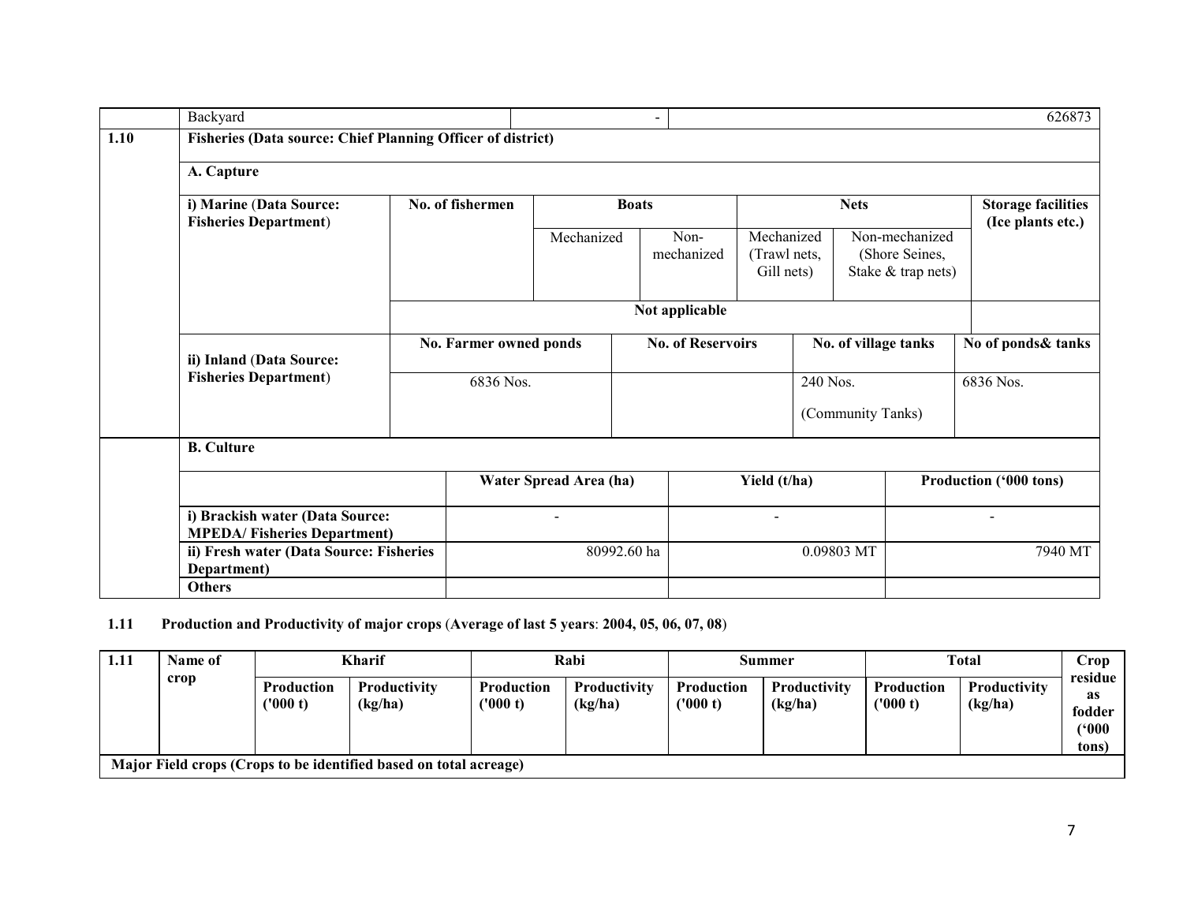| | Backyard | - | 626873 |
|---|---|---|---|

| | | | | | | | |
|---|---|---|---|---|---|---|---|
| 1.10 | **Fisheries (Data source: Chief Planning Officer of district)** | | | | | | |
| | **A. Capture** | | | | | | |
| | **i) Marine (Data Source: Fisheries Department)** | **No. of fishermen** | **Boats** | | **Nets** | | **Storage facilities (Ice plants etc.)** |
| | | | Mechanized | Non-mechanized | Mechanized (Trawl nets, Gill nets) | Non-mechanized (Shore Seines, Stake & trap nets) | |
| | | **Not applicable** | | | | | |
| | **ii) Inland (Data Source: Fisheries Department)** | **No. Farmer owned ponds** | **No. of Reservoirs** | | **No. of village tanks** | | **No of ponds& tanks** |
| | | 6836 Nos. | | | 240 Nos. (Community Tanks) | | 6836 Nos. |

| | | | | |
|---|---|---|---|---|
| | **B. Culture** | | | |
| | | **Water Spread Area (ha)** | **Yield (t/ha)** | **Production ('000 tons)** |
| | **i) Brackish water (Data Source: MPEDA/ Fisheries Department)** | - | - | - |
| | **ii) Fresh water (Data Source: Fisheries Department)** | 80992.60 ha | 0.09803 MT | 7940 MT |
| | **Others** | | | |

**1.11 Production and Productivity of major crops (Average of last 5 years: 2004, 05, 06, 07, 08)**

| 1.11 | Name of crop | Kharif | | Rabi | | Summer | | Total | | Crop residue as fodder ('000 tons) |
|---|---|---|---|---|---|---|---|---|---|---|
| | | **Production ('000 t)** | **Productivity (kg/ha)** | **Production ('000 t)** | **Productivity (kg/ha)** | **Production ('000 t)** | **Productivity (kg/ha)** | **Production ('000 t)** | **Productivity (kg/ha)** | |
| **Major Field crops (Crops to be identified based on total acreage)** | | | | | | | | | | |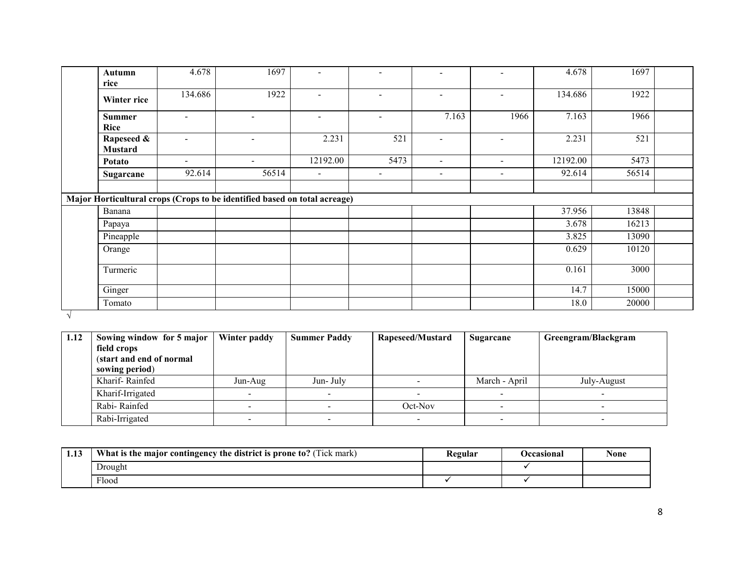|  |  |  |  |  |  |  |  |  |  |  |
|---|---|---|---|---|---|---|---|---|---|---|
|  | **Autumn rice** | 4.678 | 1697 | - | - | - | - | 4.678 | 1697 |  |
|  | **Winter rice** | 134.686 | 1922 | - | - | - | - | 134.686 | 1922 |  |
|  | **Summer Rice** | - | - | - | - | 7.163 | 1966 | 7.163 | 1966 |  |
|  | **Rapeseed & Mustard** | - | - | 2.231 | 521 | - | - | 2.231 | 521 |  |
|  | **Potato** | - | - | 12192.00 | 5473 | - | - | 12192.00 | 5473 |  |
|  | **Sugarcane** | 92.614 | 56514 | - | - | - | - | 92.614 | 56514 |  |
|  |  |  |  |  |  |  |  |  |  |  |
| **Major Horticultural crops (Crops to be identified based on total acreage)** |  |  |  |  |  |  |  |  |  |  |
|  | Banana |  |  |  |  |  |  | 37.956 | 13848 |  |
|  | Papaya |  |  |  |  |  |  | 3.678 | 16213 |  |
|  | Pineapple |  |  |  |  |  |  | 3.825 | 13090 |  |
|  | Orange |  |  |  |  |  |  | 0.629 | 10120 |  |
|  | Turmeric |  |  |  |  |  |  | 0.161 | 3000 |  |
|  | Ginger |  |  |  |  |  |  | 14.7 | 15000 |  |
|  | Tomato |  |  |  |  |  |  | 18.0 | 20000 |  |

√

| 1.12 | Sowing window for 5 major field crops (start and end of normal sowing period) | Winter paddy | Summer Paddy | Rapeseed/Mustard | Sugarcane | Greengram/Blackgram |
|---|---|---|---|---|---|---|
|  | Kharif- Rainfed | Jun-Aug | Jun- July | - | March - April | July-August |
|  | Kharif-Irrigated | - | - | - | - | - |
|  | Rabi- Rainfed | - | - | Oct-Nov | - | - |
|  | Rabi-Irrigated | - | - | - | - | - |

| 1.13 | **What is the major contingency the district is prone to?** (Tick mark) | Regular | Occasional | None |
|---|---|---|---|---|
|  | Drought |  | ✓ |  |
|  | Flood | ✓ | ✓ |  |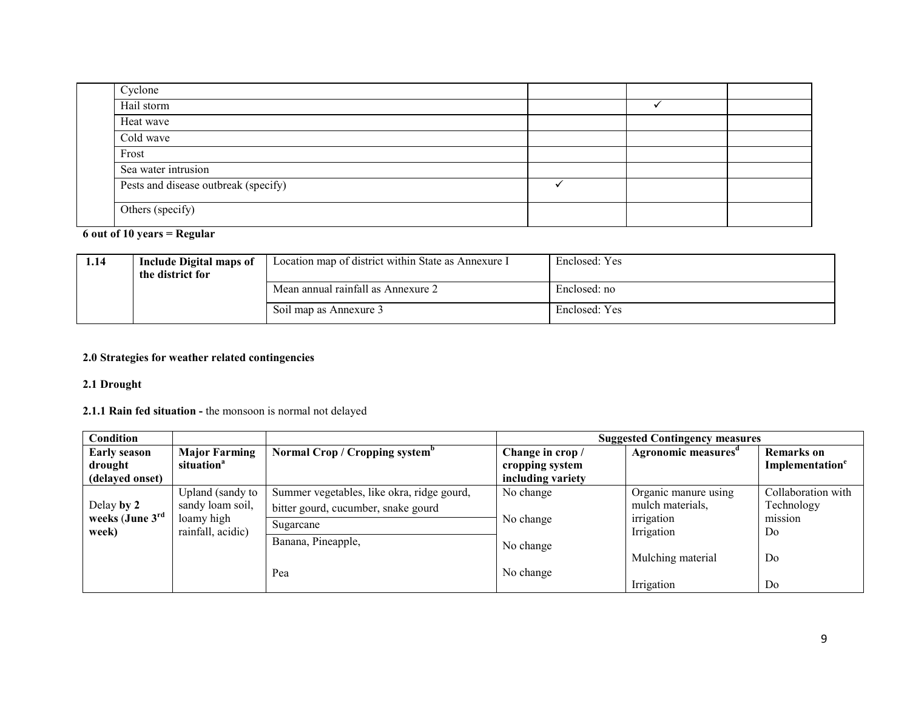| | | | | |
|---|---|---|---|---|
| | Cyclone | | | |
| | Hail storm | | ✓ | |
| | Heat wave | | | |
| | Cold wave | | | |
| | Frost | | | |
| | Sea water intrusion | | | |
| | Pests and disease outbreak (specify) | ✓ | | |
| | Others (specify) | | | |

**6 out of 10 years = Regular**

| 1.14 | Include Digital maps of the district for | Location map of district within State as Annexure I | Enclosed: Yes |
|---|---|---|---|
| | | Mean annual rainfall as Annexure 2 | Enclosed: no |
| | | Soil map as Annexure 3 | Enclosed: Yes |

**2.0 Strategies for weather related contingencies**

**2.1 Drought**

**2.1.1 Rain fed situation -** the monsoon is normal not delayed

| Condition | | | Suggested Contingency measures | | |
|---|---|---|---|---|---|
| **Early season drought (delayed onset)** | **Major Farming situation[a]** | **Normal Crop / Cropping system[b]** | **Change in crop / cropping system including variety** | **Agronomic measures[d]** | **Remarks on Implementation[e]** |
| Delay **by 2 weeks (June 3rd week)** | Upland (sandy to sandy loam soil, loamy high rainfall, acidic) | Summer vegetables, like okra, ridge gourd, bitter gourd, cucumber, snake gourd | No change | Organic manure using mulch materials, irrigation | Collaboration with Technology mission |
| | | Sugarcane | No change | Irrigation | Do |
| | | Banana, Pineapple, | No change | Mulching material | Do |
| | | Pea | No change | Irrigation | Do |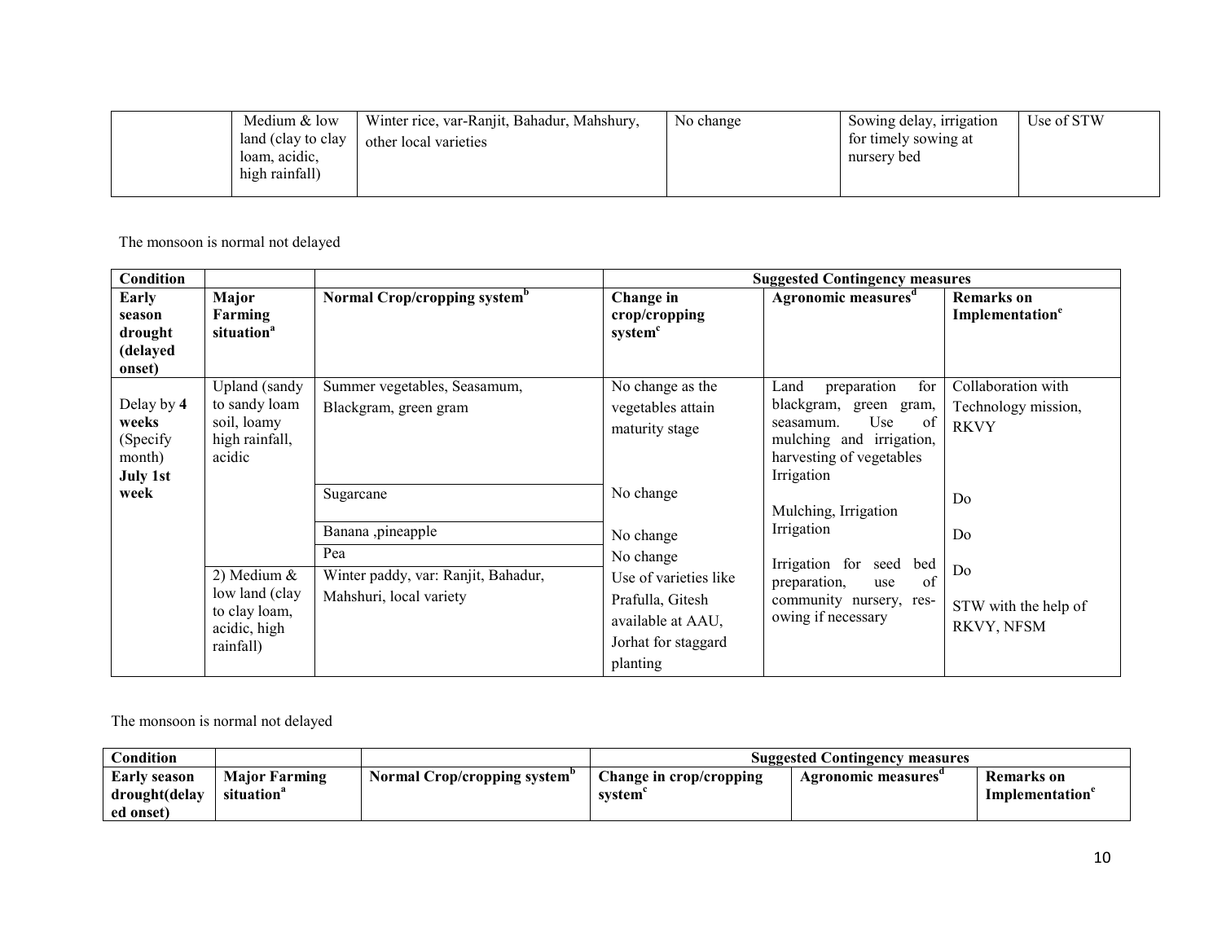| | Medium & low land (clay to clay loam, acidic, high rainfall) | Winter rice, var-Ranjit, Bahadur, Mahshury, other local varieties | No change | Sowing delay, irrigation for timely sowing at nursery bed | Use of STW |
|---|---|---|---|---|---|

The monsoon is normal not delayed

| Condition | | | Suggested Contingency measures | | |
|---|---|---|---|---|---|
| Early season drought (delayed onset) | Major Farming situation[a] | Normal Crop/cropping system[b] | Change in crop/cropping system[c] | Agronomic measures[d] | Remarks on Implementation[e] |
| Delay by **4 weeks** (Specify month) **July 1st week** | Upland (sandy to sandy loam soil, loamy high rainfall, acidic | Summer vegetables, Seasamum, Blackgram, green gram | No change as the vegetables attain maturity stage | Land preparation for blackgram, green gram, seasamum. Use of mulching and irrigation, harvesting of vegetables Irrigation | Collaboration with Technology mission, RKVY |
| | | Sugarcane | No change | Mulching, Irrigation | Do |
| | | Banana ,pineapple | No change | Irrigation | Do |
| | | Pea | No change | Irrigation for seed bed preparation, use of community nursery, res-owing if necessary | Do |
| | 2) Medium & low land (clay to clay loam, acidic, high rainfall) | Winter paddy, var: Ranjit, Bahadur, Mahshuri, local variety | Use of varieties like Prafulla, Gitesh available at AAU, Jorhat for staggard planting | | STW with the help of RKVY, NFSM |

The monsoon is normal not delayed

| Condition | | | Suggested Contingency measures | | |
|---|---|---|---|---|---|
| Early season drought(delayed onset) | Major Farming situation[a] | Normal Crop/cropping system[b] | Change in crop/cropping system[c] | Agronomic measures[d] | Remarks on Implementation[e] |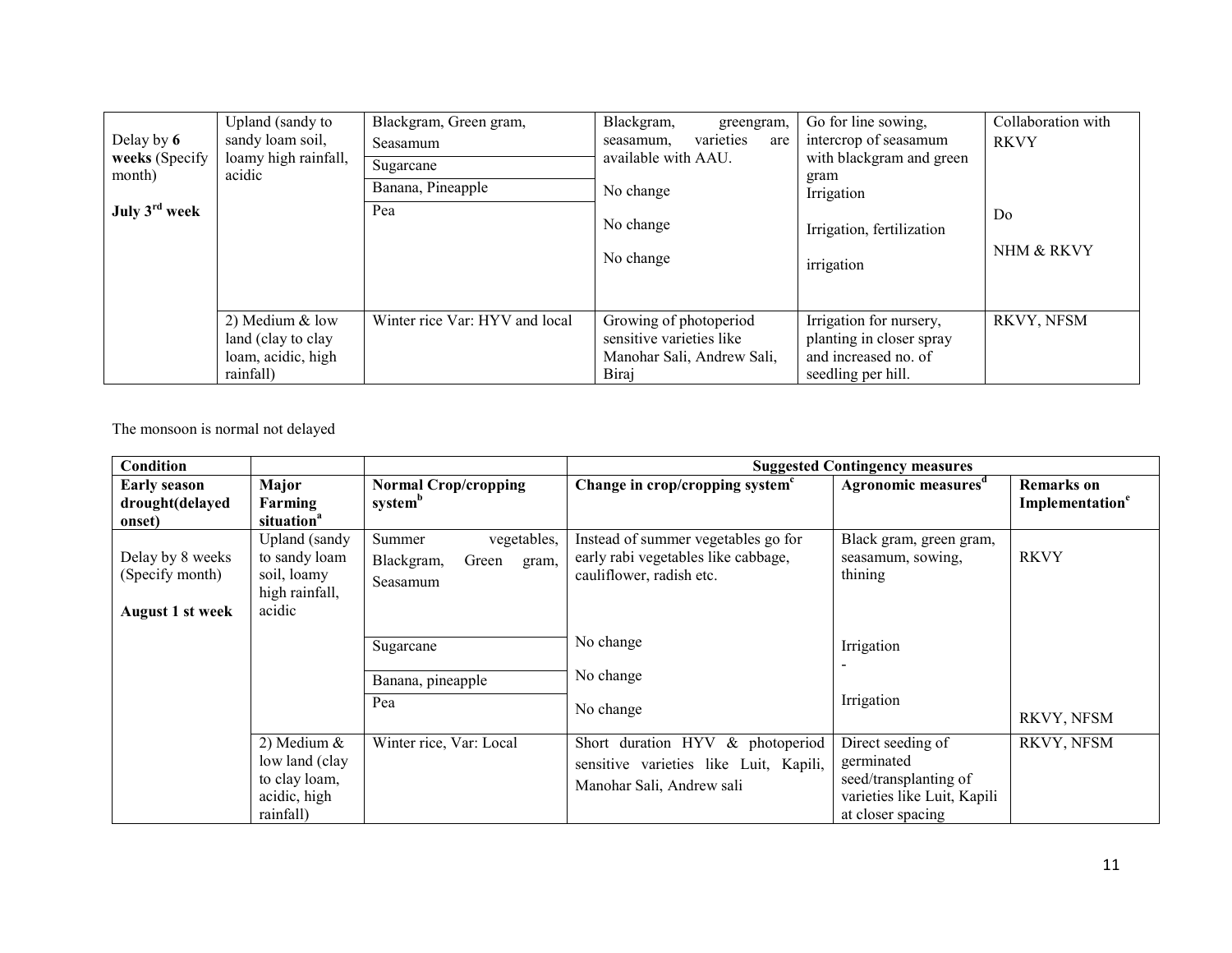| | | | | | |
|---|---|---|---|---|---|
| Delay by **6 weeks** (Specify month)<br><br>**July 3rd week** | Upland (sandy to sandy loam soil, loamy high rainfall, acidic | Blackgram, Green gram, Seasamum | Blackgram, greengram, seasamum, varieties are available with AAU. | Go for line sowing, intercrop of seasamum with blackgram and green gram | Collaboration with RKVY |
| | | Sugarcane | No change | Irrigation | |
| | | Banana, Pineapple | No change | Irrigation, fertilization | Do |
| | | Pea | No change | irrigation | NHM & RKVY |
| | 2) Medium & low land (clay to clay loam, acidic, high rainfall) | Winter rice Var: HYV and local | Growing of photoperiod sensitive varieties like Manohar Sali, Andrew Sali, Biraj | Irrigation for nursery, planting in closer spray and increased no. of seedling per hill. | RKVY, NFSM |

The monsoon is normal not delayed

| **Condition** | | | **Suggested Contingency measures** | | |
|---|---|---|---|---|---|
| **Early season drought(delayed onset)** | **Major Farming situation**[a] | **Normal Crop/cropping system**[b] | **Change in crop/cropping system**[c] | **Agronomic measures**[d] | **Remarks on Implementation**[e] |
| Delay by 8 weeks (Specify month)<br><br>**August 1 st week** | Upland (sandy to sandy loam soil, loamy high rainfall, acidic | Summer vegetables, Blackgram, Green gram, Seasamum | Instead of summer vegetables go for early rabi vegetables like cabbage, cauliflower, radish etc. | Black gram, green gram, seasamum, sowing, thining | RKVY |
| | | Sugarcane | No change | Irrigation | |
| | | Banana, pineapple | No change | - | |
| | | Pea | No change | Irrigation | RKVY, NFSM |
| | 2) Medium & low land (clay to clay loam, acidic, high rainfall) | Winter rice, Var: Local | Short duration HYV & photoperiod sensitive varieties like Luit, Kapili, Manohar Sali, Andrew sali | Direct seeding of germinated seed/transplanting of varieties like Luit, Kapili at closer spacing | RKVY, NFSM |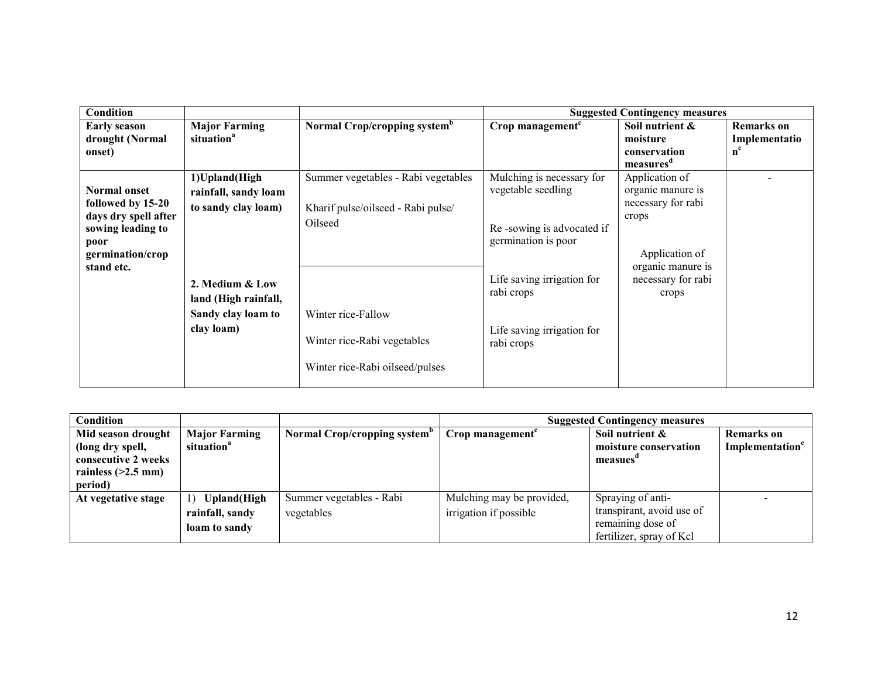| Condition | | | Suggested Contingency measures | | |
|---|---|---|---|---|---|
| **Early season drought (Normal onset)** | **Major Farming situation[a]** | **Normal Crop/cropping system[b]** | **Crop management[c]** | **Soil nutrient & moisture conservation measures[d]** | **Remarks on Implementation[e]** |
| **Normal onset followed by 15-20 days dry spell after sowing leading to poor germination/crop stand etc.** | **1)Upland(High rainfall, sandy loam to sandy clay loam)** | Summer vegetables - Rabi vegetables<br><br>Kharif pulse/oilseed - Rabi pulse/ Oilseed | Mulching is necessary for vegetable seedling<br><br>Re -sowing is advocated if germination is poor<br><br>Life saving irrigation for rabi crops | Application of organic manure is necessary for rabi crops | - |
| | **2. Medium & Low land (High rainfall, Sandy clay loam to clay loam)** | Winter rice-Fallow<br><br>Winter rice-Rabi vegetables<br><br>Winter rice-Rabi oilseed/pulses | Life saving irrigation for rabi crops | Application of organic manure is necessary for rabi crops | |

| Condition | | | Suggested Contingency measures | | |
|---|---|---|---|---|---|
| **Mid season drought (long dry spell, consecutive 2 weeks rainless (>2.5 mm) period)** | **Major Farming situation[a]** | **Normal Crop/cropping system[b]** | **Crop management[c]** | **Soil nutrient & moisture conservation measues[d]** | **Remarks on Implementation[e]** |
| **At vegetative stage** | 1) **Upland(High rainfall, sandy loam to sandy** | Summer vegetables - Rabi vegetables | Mulching may be provided, irrigation if possible | Spraying of anti-transpirant, avoid use of remaining dose of fertilizer, spray of Kcl | - |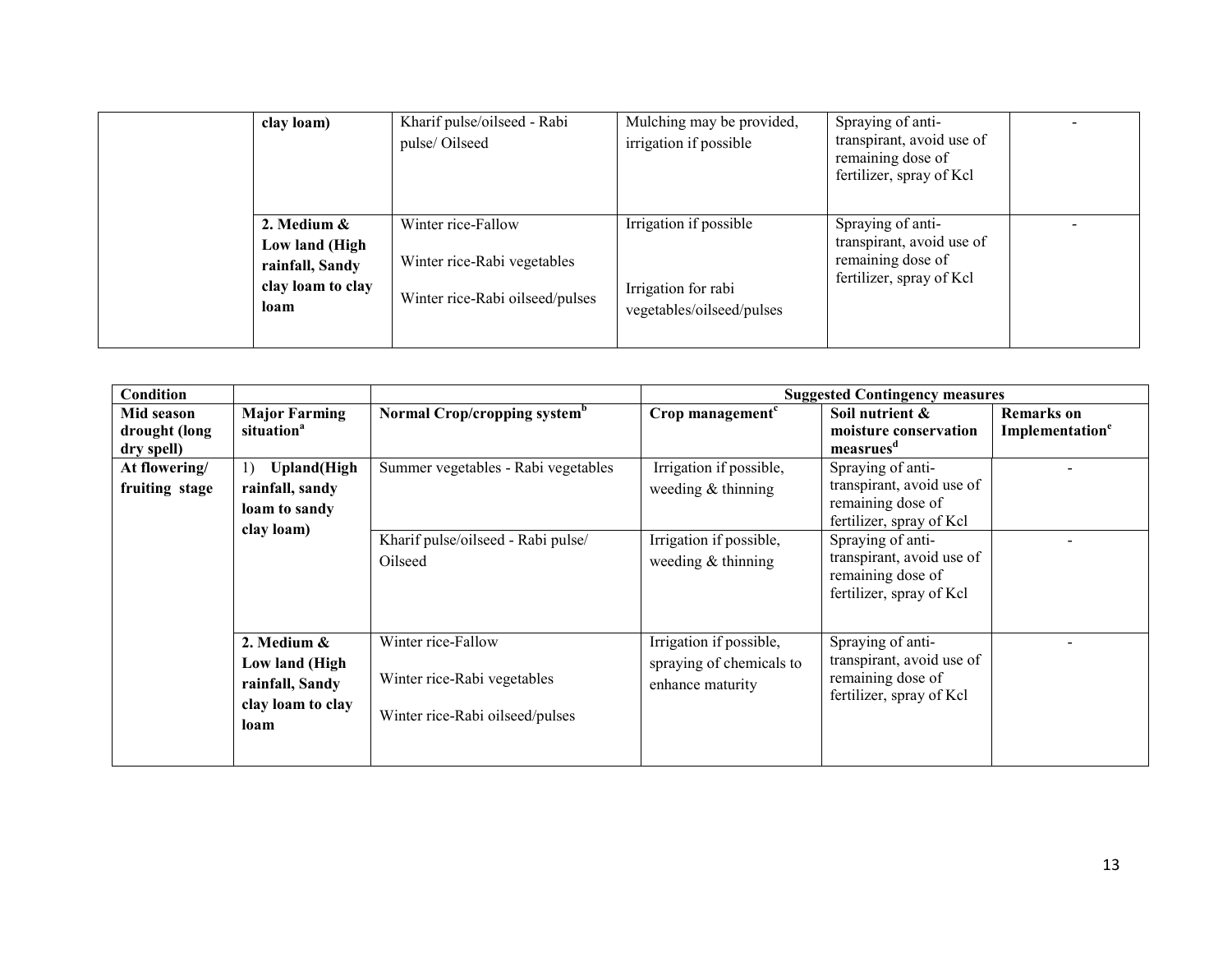| | clay loam) | Kharif pulse/oilseed - Rabi pulse/ Oilseed | Mulching may be provided, irrigation if possible | Spraying of anti-transpirant, avoid use of remaining dose of fertilizer, spray of Kcl | - |
|---|---|---|---|---|---|
| | **2. Medium & Low land (High rainfall, Sandy clay loam to clay loam** | Winter rice-Fallow<br><br>Winter rice-Rabi vegetables<br><br>Winter rice-Rabi oilseed/pulses | Irrigation if possible<br><br>Irrigation for rabi vegetables/oilseed/pulses | Spraying of anti-transpirant, avoid use of remaining dose of fertilizer, spray of Kcl | - |

| **Condition** | | | **Suggested Contingency measures** | | |
|---|---|---|---|---|---|
| **Mid season drought (long dry spell)** | **Major Farming situation[a]** | **Normal Crop/cropping system[b]** | **Crop management[c]** | **Soil nutrient & moisture conservation measrues[d]** | **Remarks on Implementation[e]** |
| **At flowering/ fruiting stage** | 1) **Upland(High rainfall, sandy loam to sandy clay loam)** | Summer vegetables - Rabi vegetables | Irrigation if possible, weeding & thinning | Spraying of anti-transpirant, avoid use of remaining dose of fertilizer, spray of Kcl | - |
| | | Kharif pulse/oilseed - Rabi pulse/ Oilseed | Irrigation if possible, weeding & thinning | Spraying of anti-transpirant, avoid use of remaining dose of fertilizer, spray of Kcl | - |
| | **2. Medium & Low land (High rainfall, Sandy clay loam to clay loam** | Winter rice-Fallow<br><br>Winter rice-Rabi vegetables<br><br>Winter rice-Rabi oilseed/pulses | Irrigation if possible, spraying of chemicals to enhance maturity | Spraying of anti-transpirant, avoid use of remaining dose of fertilizer, spray of Kcl | - |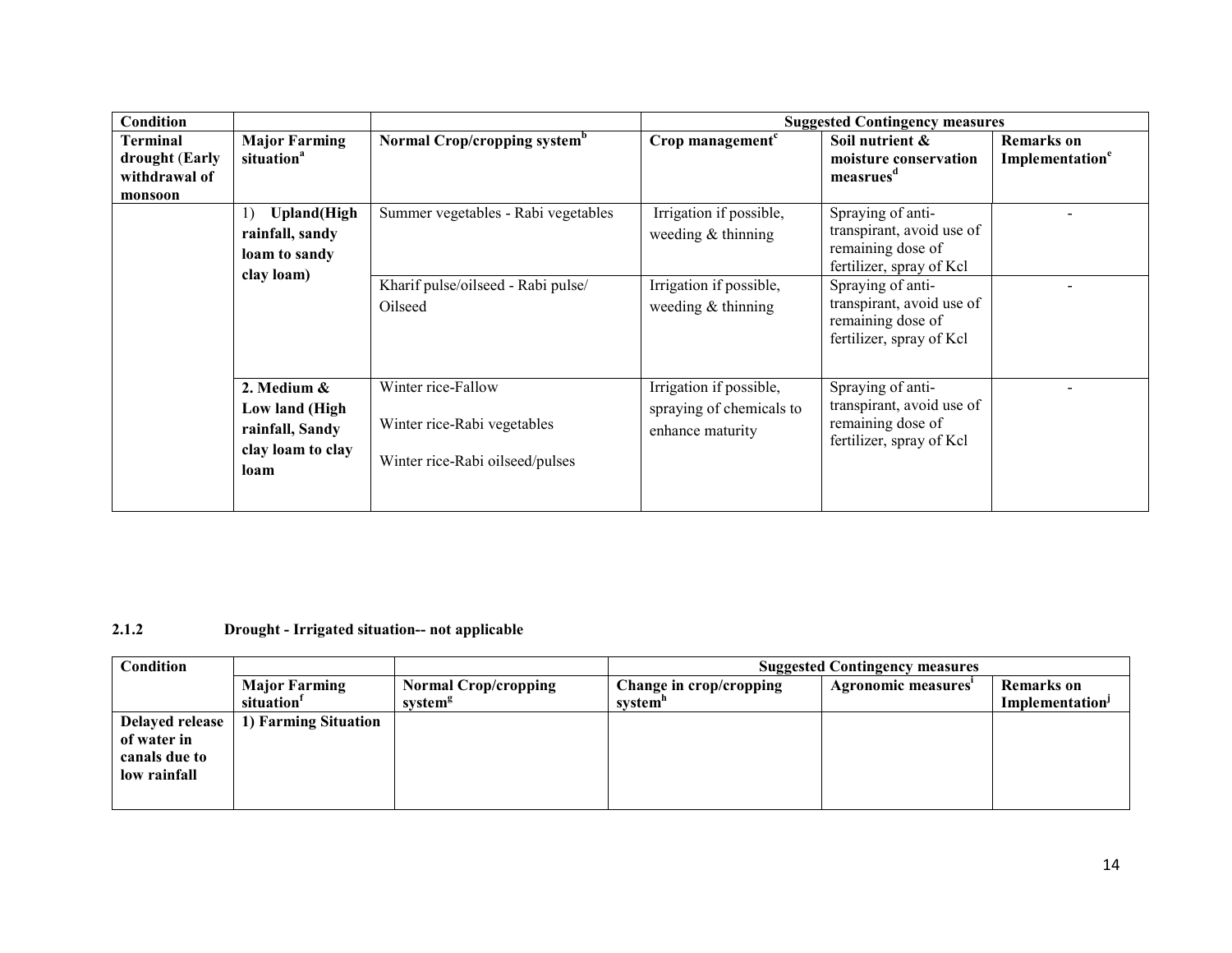| Condition | | | Suggested Contingency measures | | |
|---|---|---|---|---|---|
| Terminal drought (Early withdrawal of monsoon | Major Farming situation[a] | Normal Crop/cropping system[b] | Crop management[c] | Soil nutrient & moisture conservation measrues[d] | Remarks on Implementation[e] |
| | 1) **Upland(High rainfall, sandy loam to sandy clay loam)** | Summer vegetables - Rabi vegetables | Irrigation if possible, weeding & thinning | Spraying of anti-transpirant, avoid use of remaining dose of fertilizer, spray of Kcl | - |
| | | Kharif pulse/oilseed - Rabi pulse/ Oilseed | Irrigation if possible, weeding & thinning | Spraying of anti-transpirant, avoid use of remaining dose of fertilizer, spray of Kcl | - |
| | **2. Medium & Low land (High rainfall, Sandy clay loam to clay loam** | Winter rice-Fallow<br>Winter rice-Rabi vegetables<br>Winter rice-Rabi oilseed/pulses | Irrigation if possible, spraying of chemicals to enhance maturity | Spraying of anti-transpirant, avoid use of remaining dose of fertilizer, spray of Kcl | - |

**2.1.2 Drought - Irrigated situation-- not applicable**

| Condition | | | Suggested Contingency measures | | |
|---|---|---|---|---|---|
| | Major Farming situation[f] | Normal Crop/cropping system[g] | Change in crop/cropping system[h] | Agronomic measures[i] | Remarks on Implementation[j] |
| Delayed release of water in canals due to low rainfall | 1) Farming Situation | | | | |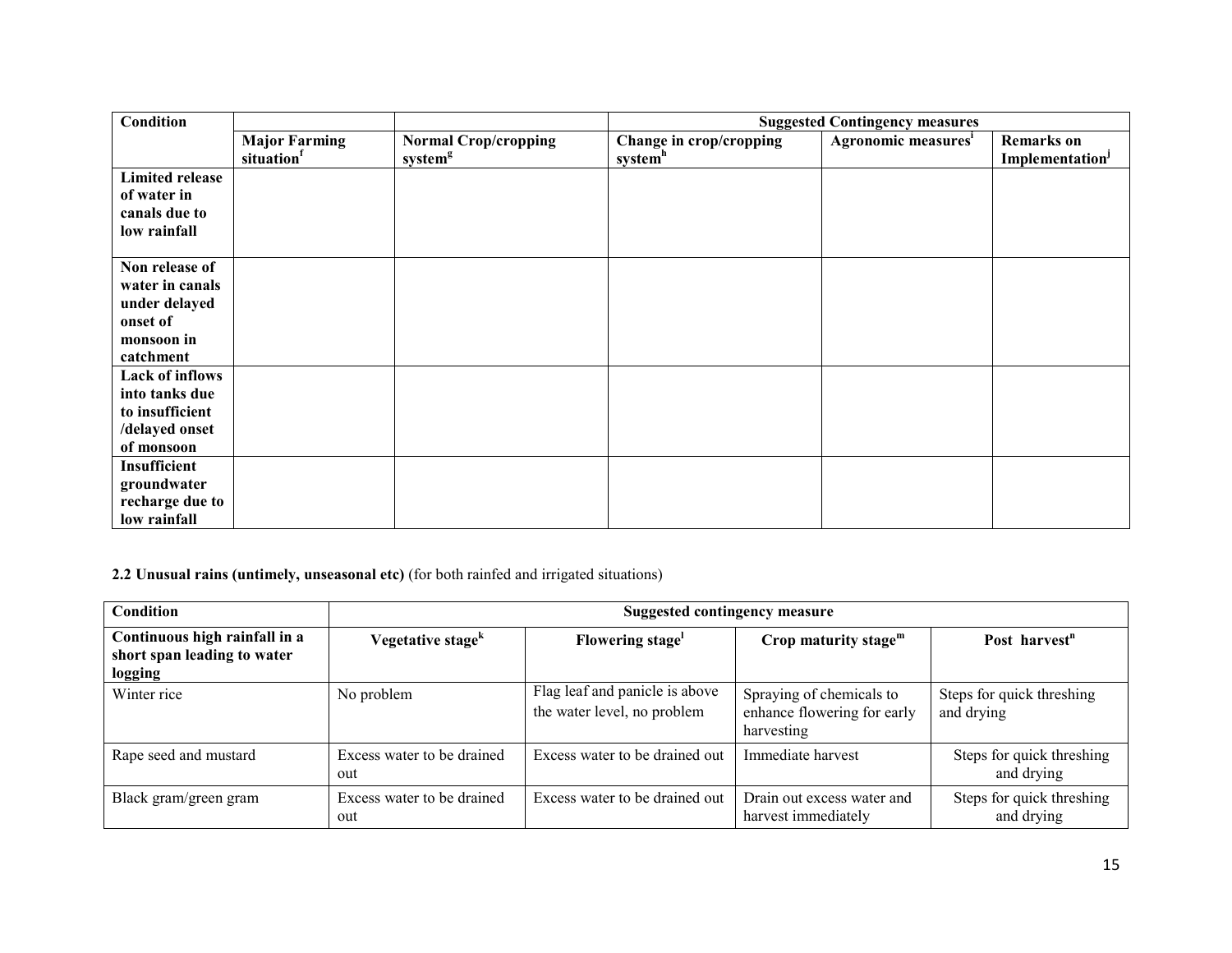| Condition | | | Suggested Contingency measures | | |
|---|---|---|---|---|---|
| | Major Farming situation[f] | Normal Crop/cropping system[g] | Change in crop/cropping system[h] | Agronomic measures[i] | Remarks on Implementation[j] |
| Limited release of water in canals due to low rainfall | | | | | |
| Non release of water in canals under delayed onset of monsoon in catchment | | | | | |
| Lack of inflows into tanks due to insufficient /delayed onset of monsoon | | | | | |
| Insufficient groundwater recharge due to low rainfall | | | | | |

**2.2 Unusual rains (untimely, unseasonal etc)** (for both rainfed and irrigated situations)

| Condition | Suggested contingency measure | | | |
|---|---|---|---|---|
| Continuous high rainfall in a short span leading to water logging | Vegetative stage[k] | Flowering stage[l] | Crop maturity stage[m] | Post harvest[n] |
| Winter rice | No problem | Flag leaf and panicle is above the water level, no problem | Spraying of chemicals to enhance flowering for early harvesting | Steps for quick threshing and drying |
| Rape seed and mustard | Excess water to be drained out | Excess water to be drained out | Immediate harvest | Steps for quick threshing and drying |
| Black gram/green gram | Excess water to be drained out | Excess water to be drained out | Drain out excess water and harvest immediately | Steps for quick threshing and drying |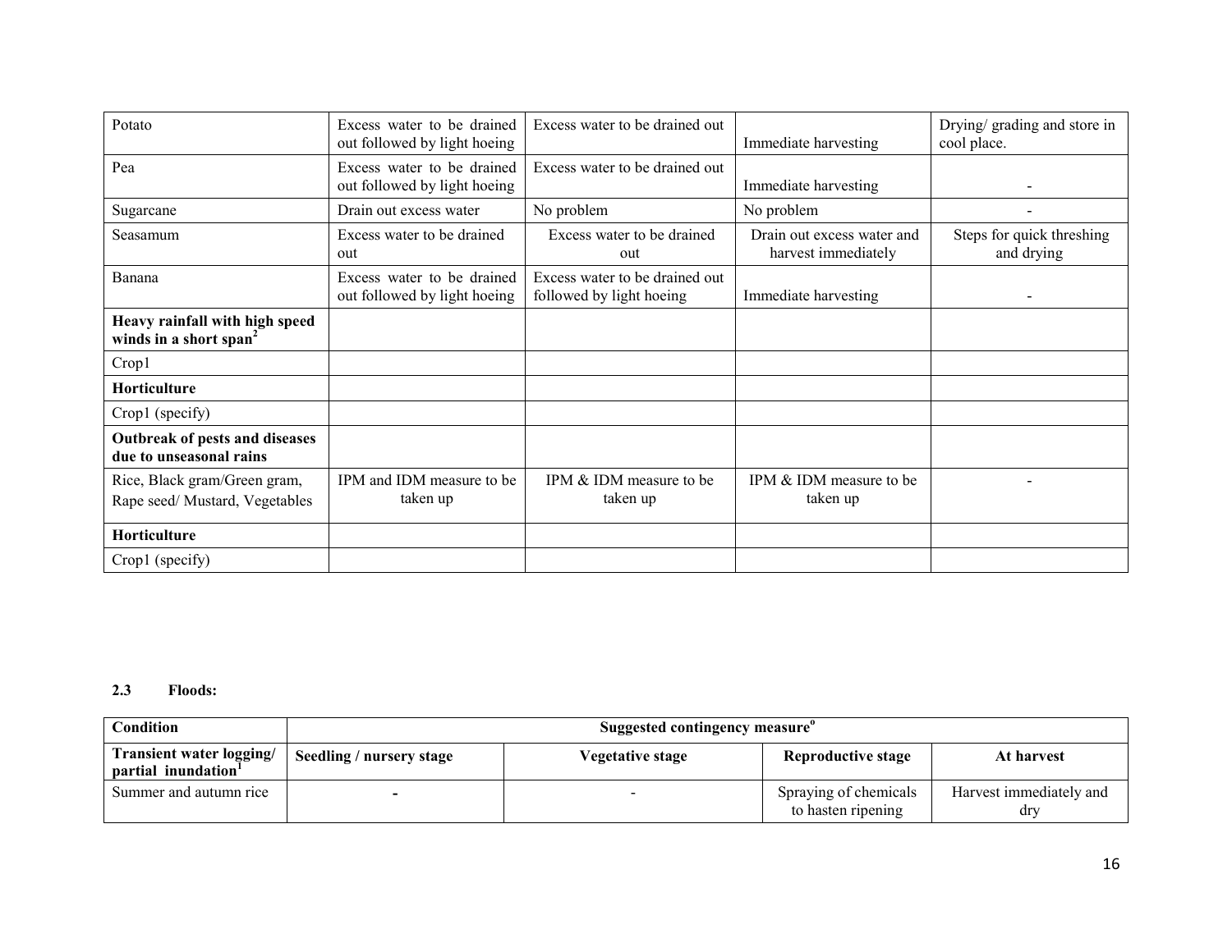| Potato | Excess water to be drained out followed by light hoeing | Excess water to be drained out | Immediate harvesting | Drying/ grading and store in cool place. |
|---|---|---|---|---|
| Pea | Excess water to be drained out followed by light hoeing | Excess water to be drained out | Immediate harvesting | - |
| Sugarcane | Drain out excess water | No problem | No problem | - |
| Seasamum | Excess water to be drained out | Excess water to be drained out | Drain out excess water and harvest immediately | Steps for quick threshing and drying |
| Banana | Excess water to be drained out followed by light hoeing | Excess water to be drained out followed by light hoeing | Immediate harvesting | - |
| **Heavy rainfall with high speed winds in a short span**[2] | | | | |
| Crop1 | | | | |
| **Horticulture** | | | | |
| Crop1 (specify) | | | | |
| **Outbreak of pests and diseases due to unseasonal rains** | | | | |
| Rice, Black gram/Green gram, Rape seed/ Mustard, Vegetables | IPM and IDM measure to be taken up | IPM & IDM measure to be taken up | IPM & IDM measure to be taken up | - |
| **Horticulture** | | | | |
| Crop1 (specify) | | | | |

**2.3 Floods:**

| Condition | Suggested contingency measure[o] | | | |
|---|---|---|---|---|
| **Transient water logging/ partial inundation**[1] | **Seedling / nursery stage** | **Vegetative stage** | **Reproductive stage** | **At harvest** |
| Summer and autumn rice | - | - | Spraying of chemicals to hasten ripening | Harvest immediately and dry |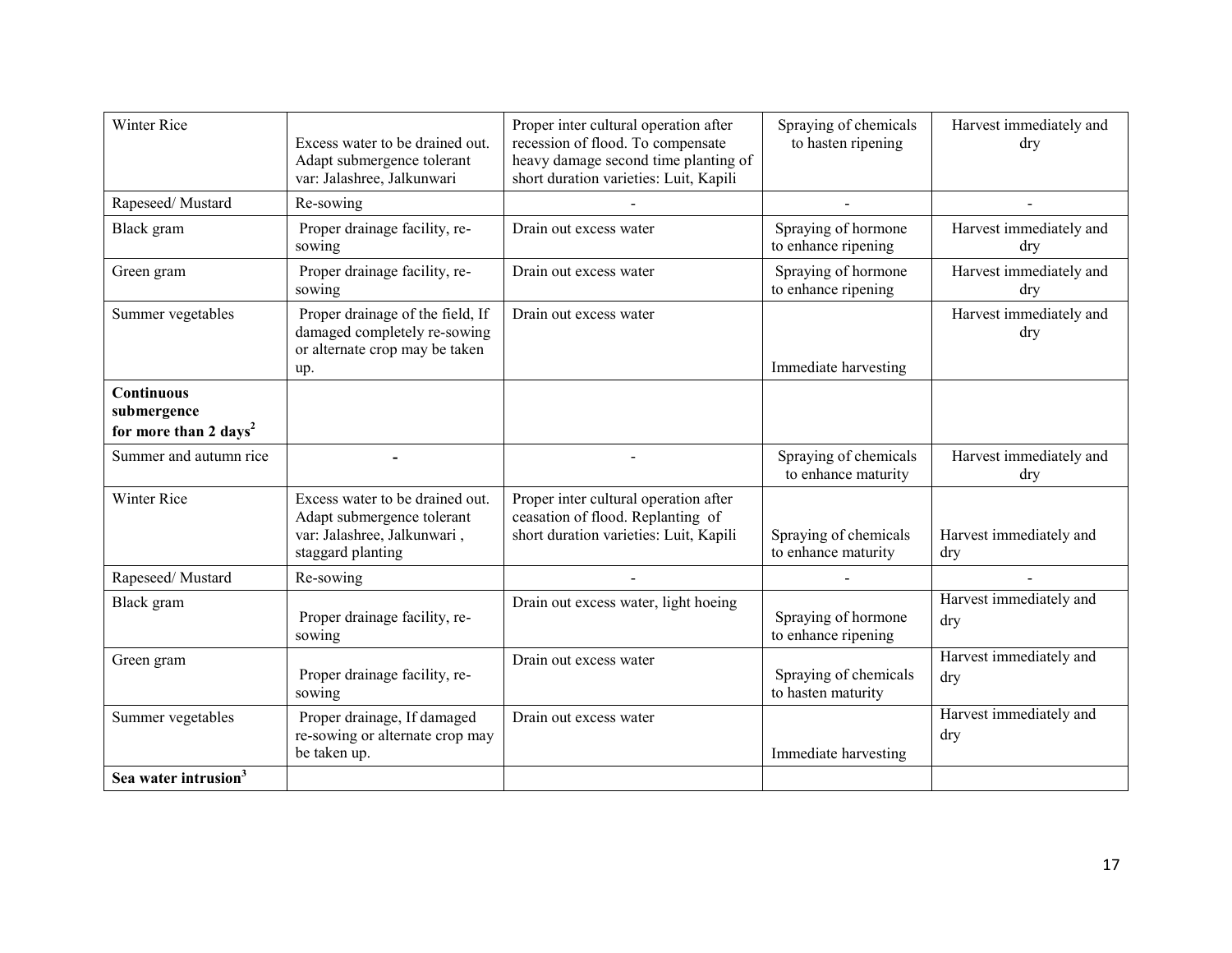| | | | | |
|---|---|---|---|---|
| Winter Rice | Excess water to be drained out. Adapt submergence tolerant var: Jalashree, Jalkunwari | Proper inter cultural operation after recession of flood. To compensate heavy damage second time planting of short duration varieties: Luit, Kapili | Spraying of chemicals to hasten ripening | Harvest immediately and dry |
| Rapeseed/ Mustard | Re-sowing | - | - | - |
| Black gram | Proper drainage facility, re-sowing | Drain out excess water | Spraying of hormone to enhance ripening | Harvest immediately and dry |
| Green gram | Proper drainage facility, re-sowing | Drain out excess water | Spraying of hormone to enhance ripening | Harvest immediately and dry |
| Summer vegetables | Proper drainage of the field, If damaged completely re-sowing or alternate crop may be taken up. | Drain out excess water | Immediate harvesting | Harvest immediately and dry |
| **Continuous submergence for more than 2 days[2]** | | | | |
| Summer and autumn rice | - | - | Spraying of chemicals to enhance maturity | Harvest immediately and dry |
| Winter Rice | Excess water to be drained out. Adapt submergence tolerant var: Jalashree, Jalkunwari , staggard planting | Proper inter cultural operation after ceasation of flood. Replanting of short duration varieties: Luit, Kapili | Spraying of chemicals to enhance maturity | Harvest immediately and dry |
| Rapeseed/ Mustard | Re-sowing | - | - | - |
| Black gram | Proper drainage facility, re-sowing | Drain out excess water, light hoeing | Spraying of hormone to enhance ripening | Harvest immediately and dry |
| Green gram | Proper drainage facility, re-sowing | Drain out excess water | Spraying of chemicals to hasten maturity | Harvest immediately and dry |
| Summer vegetables | Proper drainage, If damaged re-sowing or alternate crop may be taken up. | Drain out excess water | Immediate harvesting | Harvest immediately and dry |
| **Sea water intrusion[3]** | | | | |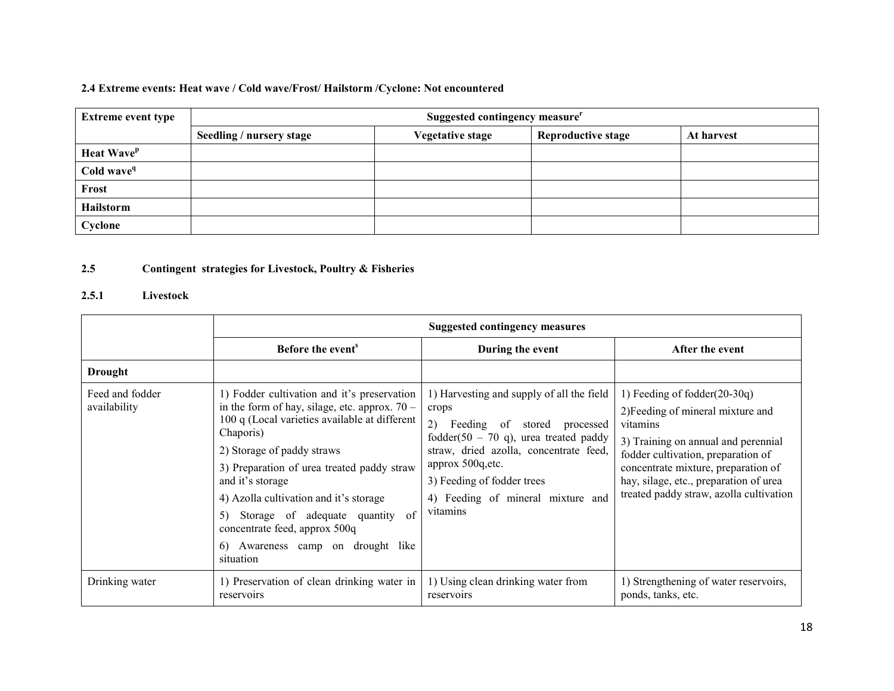**2.4 Extreme events: Heat wave / Cold wave/Frost/ Hailstorm /Cyclone: Not encountered**

| Extreme event type | Suggested contingency measure[r] | | | |
|---|---|---|---|---|
| | Seedling / nursery stage | Vegetative stage | Reproductive stage | At harvest |
| Heat Wave[p] | | | | |
| Cold wave[q] | | | | |
| Frost | | | | |
| Hailstorm | | | | |
| Cyclone | | | | |

**2.5 Contingent strategies for Livestock, Poultry & Fisheries**

**2.5.1 Livestock**

| | Suggested contingency measures | | |
|---|---|---|---|
| | Before the event[s] | During the event | After the event |
| **Drought** | | | |
| Feed and fodder availability | 1) Fodder cultivation and it's preservation in the form of hay, silage, etc. approx. 70 – 100 q (Local varieties available at different Chaporis)<br>2) Storage of paddy straws<br>3) Preparation of urea treated paddy straw and it's storage<br>4) Azolla cultivation and it's storage<br>5) Storage of adequate quantity of concentrate feed, approx 500q<br>6) Awareness camp on drought like situation | 1) Harvesting and supply of all the field crops<br>2) Feeding of stored processed fodder(50 – 70 q), urea treated paddy straw, dried azolla, concentrate feed, approx 500q,etc.<br>3) Feeding of fodder trees<br>4) Feeding of mineral mixture and vitamins | 1) Feeding of fodder(20-30q)<br>2)Feeding of mineral mixture and vitamins<br>3) Training on annual and perennial fodder cultivation, preparation of concentrate mixture, preparation of hay, silage, etc., preparation of urea treated paddy straw, azolla cultivation |
| Drinking water | 1) Preservation of clean drinking water in reservoirs | 1) Using clean drinking water from reservoirs | 1) Strengthening of water reservoirs, ponds, tanks, etc. |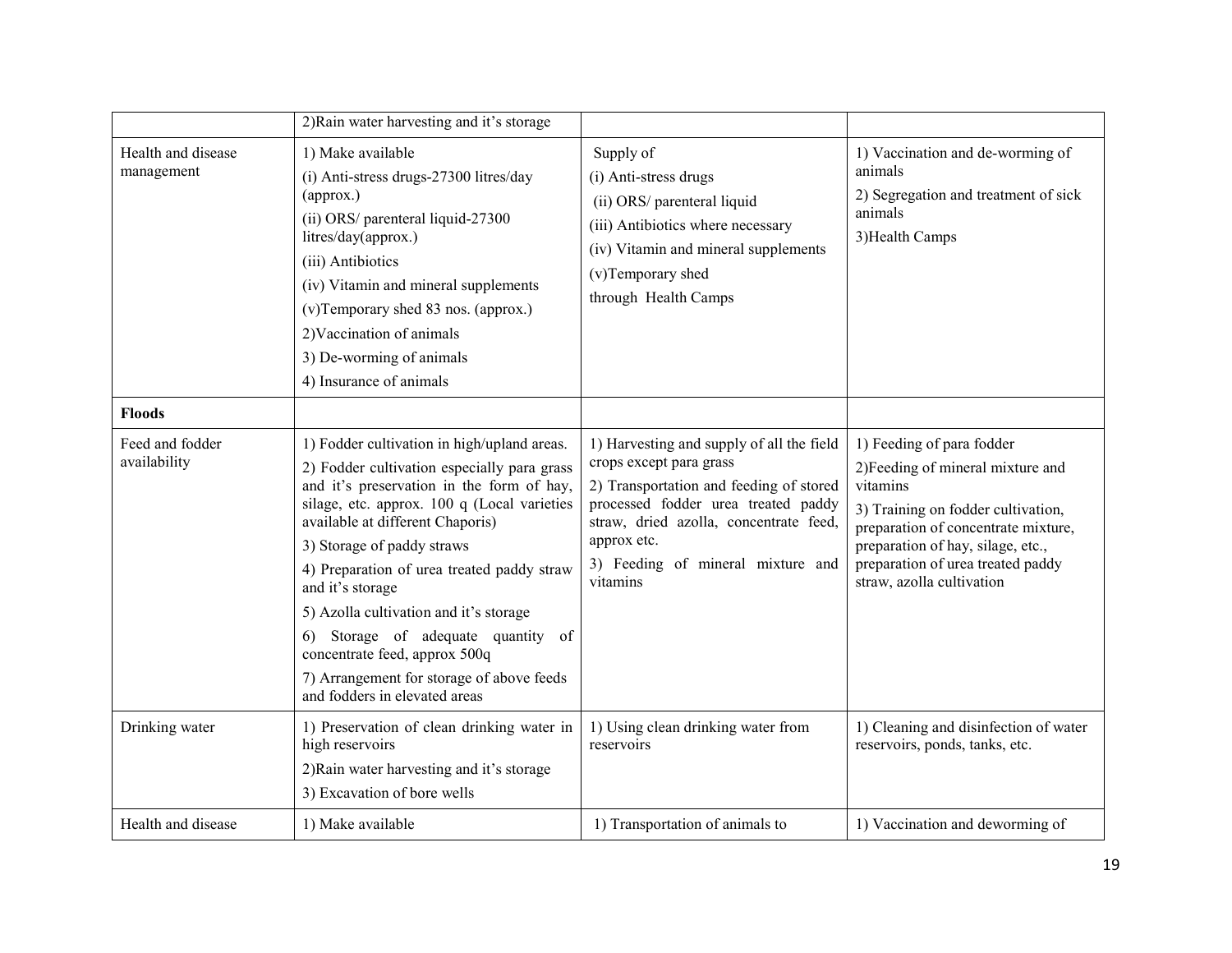| | | | |
|---|---|---|---|
| | 2)Rain water harvesting and it's storage | | |
| Health and disease management | 1) Make available<br>(i) Anti-stress drugs-27300 litres/day (approx.)<br>(ii) ORS/ parenteral liquid-27300 litres/day(approx.)<br>(iii) Antibiotics<br>(iv) Vitamin and mineral supplements<br>(v)Temporary shed 83 nos. (approx.)<br>2)Vaccination of animals<br>3) De-worming of animals<br>4) Insurance of animals | Supply of<br>(i) Anti-stress drugs<br>(ii) ORS/ parenteral liquid<br>(iii) Antibiotics where necessary<br>(iv) Vitamin and mineral supplements<br>(v)Temporary shed<br>through Health Camps | 1) Vaccination and de-worming of animals<br>2) Segregation and treatment of sick animals<br>3)Health Camps |
| **Floods** | | | |
| Feed and fodder availability | 1) Fodder cultivation in high/upland areas.<br>2) Fodder cultivation especially para grass and it's preservation in the form of hay, silage, etc. approx. 100 q (Local varieties available at different Chaporis)<br>3) Storage of paddy straws<br>4) Preparation of urea treated paddy straw and it's storage<br>5) Azolla cultivation and it's storage<br>6) Storage of adequate quantity of concentrate feed, approx 500q<br>7) Arrangement for storage of above feeds and fodders in elevated areas | 1) Harvesting and supply of all the field crops except para grass<br>2) Transportation and feeding of stored processed fodder urea treated paddy straw, dried azolla, concentrate feed, approx etc.<br>3) Feeding of mineral mixture and vitamins | 1) Feeding of para fodder<br>2)Feeding of mineral mixture and vitamins<br>3) Training on fodder cultivation, preparation of concentrate mixture, preparation of hay, silage, etc., preparation of urea treated paddy straw, azolla cultivation |
| Drinking water | 1) Preservation of clean drinking water in high reservoirs<br>2)Rain water harvesting and it's storage<br>3) Excavation of bore wells | 1) Using clean drinking water from reservoirs | 1) Cleaning and disinfection of water reservoirs, ponds, tanks, etc. |
| Health and disease | 1) Make available | 1) Transportation of animals to | 1) Vaccination and deworming of |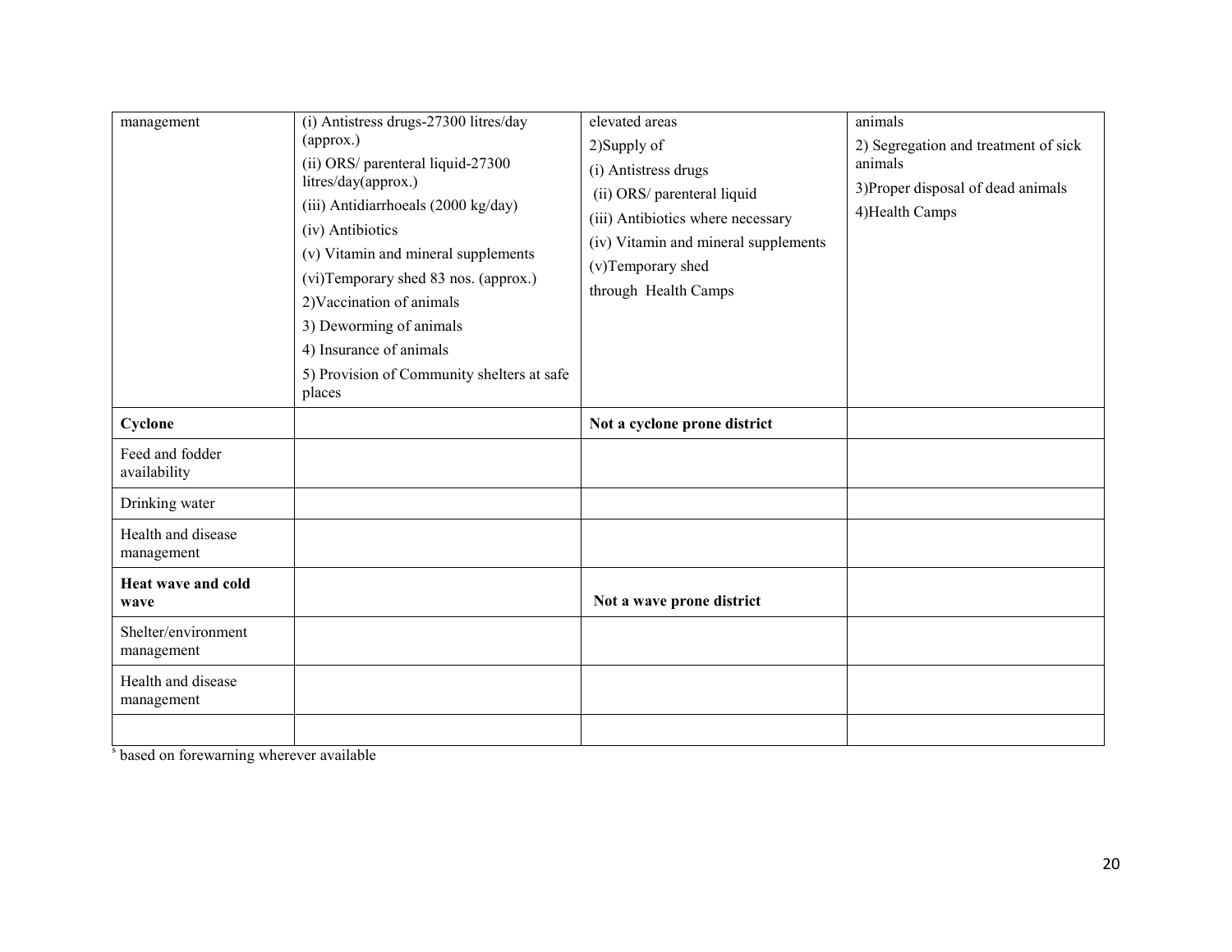| | | | |
|---|---|---|---|
| management | (i) Antistress drugs-27300 litres/day (approx.)<br>(ii) ORS/ parenteral liquid-27300 litres/day(approx.)<br>(iii) Antidiarrhoeals (2000 kg/day)<br>(iv) Antibiotics<br>(v) Vitamin and mineral supplements<br>(vi)Temporary shed 83 nos. (approx.)<br>2)Vaccination of animals<br>3) Deworming of animals<br>4) Insurance of animals<br>5) Provision of Community shelters at safe places | elevated areas<br>2)Supply of<br>(i) Antistress drugs<br>(ii) ORS/ parenteral liquid<br>(iii) Antibiotics where necessary<br>(iv) Vitamin and mineral supplements<br>(v)Temporary shed<br>through Health Camps | animals<br>2) Segregation and treatment of sick animals<br>3)Proper disposal of dead animals<br>4)Health Camps |
| **Cyclone** | | **Not a cyclone prone district** | |
| Feed and fodder availability | | | |
| Drinking water | | | |
| Health and disease management | | | |
| **Heat wave and cold wave** | | **Not a wave prone district** | |
| Shelter/environment management | | | |
| Health and disease management | | | |
| | | | |

[s] based on forewarning wherever available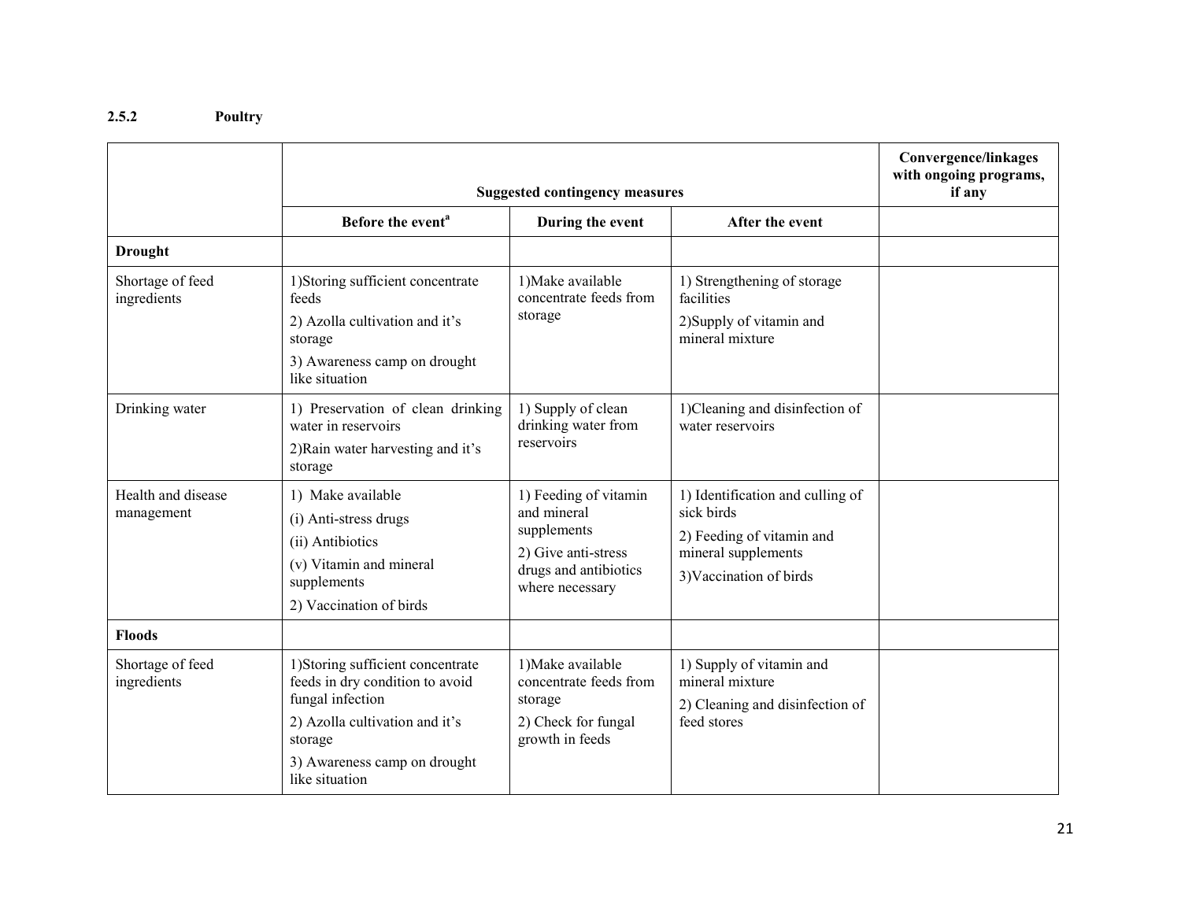### 2.5.2 Poultry

| | Suggested contingency measures | | | Convergence/linkages with ongoing programs, if any |
|---|---|---|---|---|
| | Before the event[a] | During the event | After the event | |
| **Drought** | | | | |
| Shortage of feed ingredients | 1)Storing sufficient concentrate feeds<br>2) Azolla cultivation and it's storage<br>3) Awareness camp on drought like situation | 1)Make available concentrate feeds from storage | 1) Strengthening of storage facilities<br>2)Supply of vitamin and mineral mixture | |
| Drinking water | 1) Preservation of clean drinking water in reservoirs<br>2)Rain water harvesting and it's storage | 1) Supply of clean drinking water from reservoirs | 1)Cleaning and disinfection of water reservoirs | |
| Health and disease management | 1) Make available<br>(i) Anti-stress drugs<br>(ii) Antibiotics<br>(v) Vitamin and mineral supplements<br>2) Vaccination of birds | 1) Feeding of vitamin and mineral supplements<br>2) Give anti-stress drugs and antibiotics where necessary | 1) Identification and culling of sick birds<br>2) Feeding of vitamin and mineral supplements<br>3)Vaccination of birds | |
| **Floods** | | | | |
| Shortage of feed ingredients | 1)Storing sufficient concentrate feeds in dry condition to avoid fungal infection<br>2) Azolla cultivation and it's storage<br>3) Awareness camp on drought like situation | 1)Make available concentrate feeds from storage<br>2) Check for fungal growth in feeds | 1) Supply of vitamin and mineral mixture<br>2) Cleaning and disinfection of feed stores | |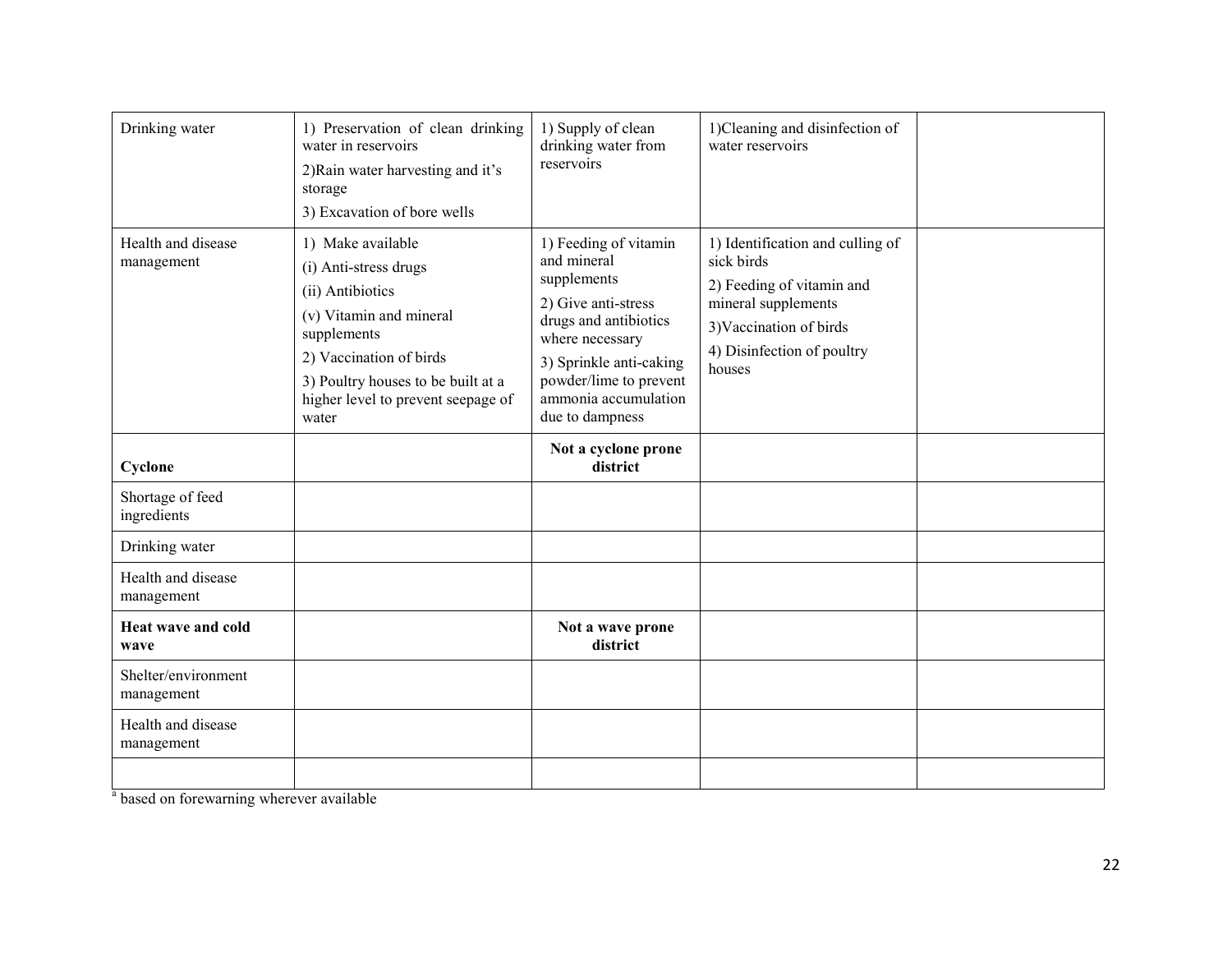| | | | | |
|---|---|---|---|---|
| Drinking water | 1) Preservation of clean drinking water in reservoirs<br>2)Rain water harvesting and it's storage<br>3) Excavation of bore wells | 1) Supply of clean drinking water from reservoirs | 1)Cleaning and disinfection of water reservoirs | |
| Health and disease management | 1) Make available<br>(i) Anti-stress drugs<br>(ii) Antibiotics<br>(v) Vitamin and mineral supplements<br>2) Vaccination of birds<br>3) Poultry houses to be built at a higher level to prevent seepage of water | 1) Feeding of vitamin and mineral supplements<br>2) Give anti-stress drugs and antibiotics where necessary<br>3) Sprinkle anti-caking powder/lime to prevent ammonia accumulation due to dampness | 1) Identification and culling of sick birds<br>2) Feeding of vitamin and mineral supplements<br>3)Vaccination of birds<br>4) Disinfection of poultry houses | |
| **Cyclone** | | **Not a cyclone prone district** | | |
| Shortage of feed ingredients | | | | |
| Drinking water | | | | |
| Health and disease management | | | | |
| **Heat wave and cold wave** | | **Not a wave prone district** | | |
| Shelter/environment management | | | | |
| Health and disease management | | | | |
| | | | | |

[a] based on forewarning wherever available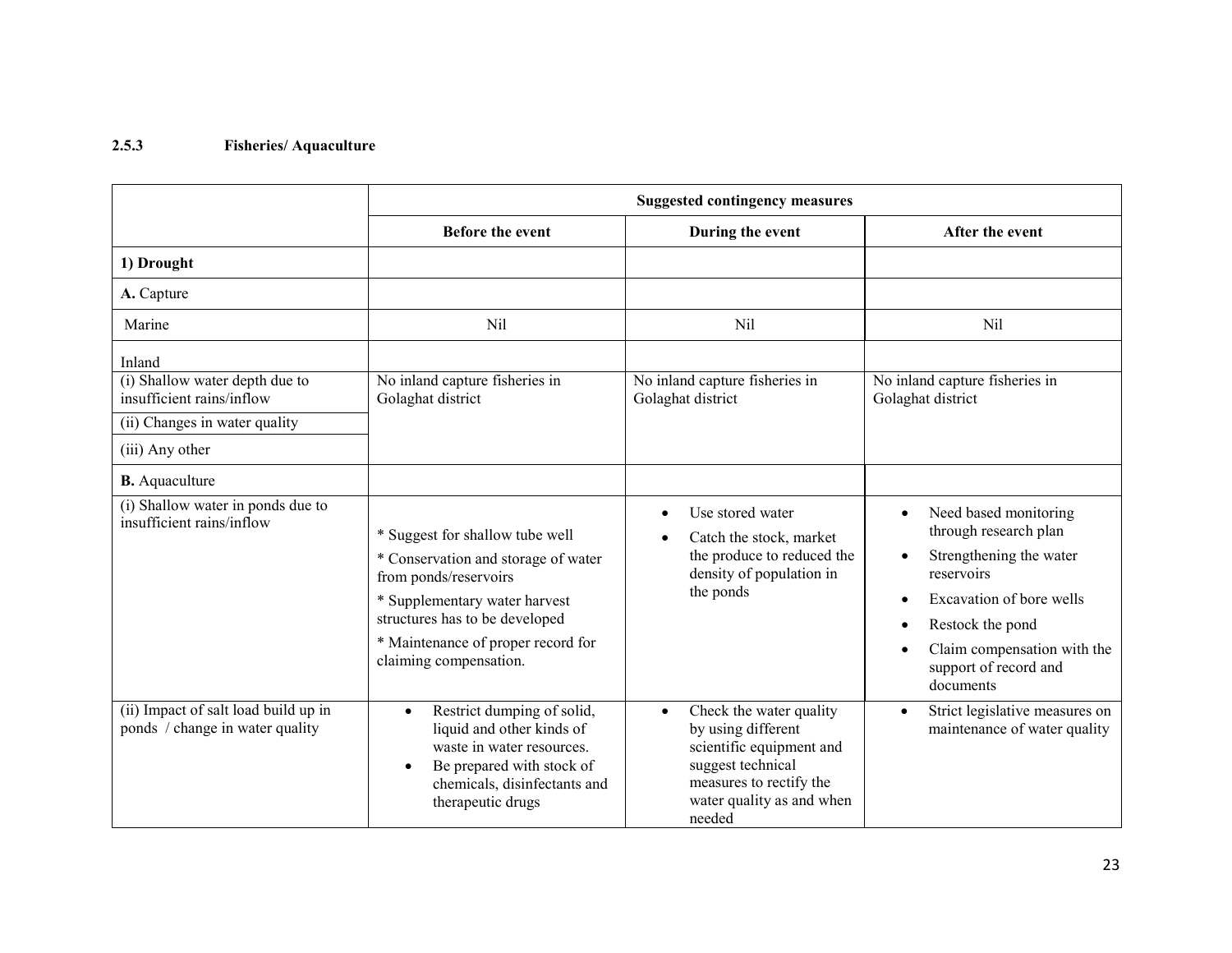### 2.5.3 Fisheries/ Aquaculture

| | Suggested contingency measures | | |
|---|---|---|---|
| | **Before the event** | **During the event** | **After the event** |
| **1) Drought** | | | |
| **A.** Capture | | | |
| Marine | Nil | Nil | Nil |
| Inland | | | |
| (i) Shallow water depth due to insufficient rains/inflow | No inland capture fisheries in Golaghat district | No inland capture fisheries in Golaghat district | No inland capture fisheries in Golaghat district |
| (ii) Changes in water quality | | | |
| (iii) Any other | | | |
| **B.** Aquaculture | | | |
| (i) Shallow water in ponds due to insufficient rains/inflow | * Suggest for shallow tube well<br>* Conservation and storage of water from ponds/reservoirs<br>* Supplementary water harvest structures has to be developed<br>* Maintenance of proper record for claiming compensation. | • Use stored water<br>• Catch the stock, market the produce to reduced the density of population in the ponds | • Need based monitoring through research plan<br>• Strengthening the water reservoirs<br>• Excavation of bore wells<br>• Restock the pond<br>• Claim compensation with the support of record and documents |
| (ii) Impact of salt load build up in ponds / change in water quality | • Restrict dumping of solid, liquid and other kinds of waste in water resources.<br>• Be prepared with stock of chemicals, disinfectants and therapeutic drugs | • Check the water quality by using different scientific equipment and suggest technical measures to rectify the water quality as and when needed | • Strict legislative measures on maintenance of water quality |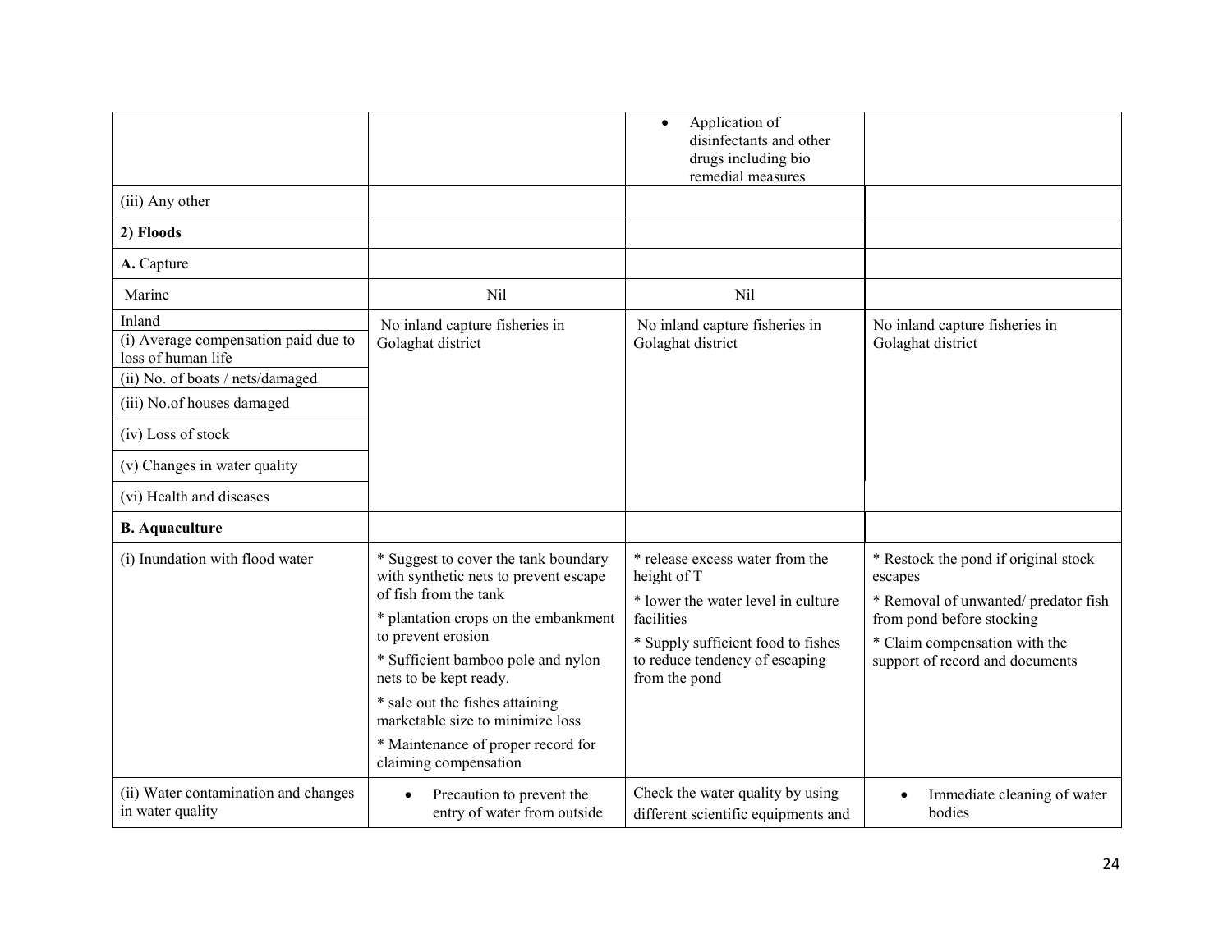| | | | |
|---|---|---|---|
| | | • Application of disinfectants and other drugs including bio remedial measures | |
| (iii) Any other | | | |
| **2) Floods** | | | |
| **A.** Capture | | | |
| Marine | Nil | Nil | |
| Inland<br>(i) Average compensation paid due to loss of human life<br>(ii) No. of boats / nets/damaged<br>(iii) No.of houses damaged<br>(iv) Loss of stock<br>(v) Changes in water quality<br>(vi) Health and diseases | No inland capture fisheries in Golaghat district | No inland capture fisheries in Golaghat district | No inland capture fisheries in Golaghat district |
| **B. Aquaculture** | | | |
| (i) Inundation with flood water | * Suggest to cover the tank boundary with synthetic nets to prevent escape of fish from the tank<br>* plantation crops on the embankment to prevent erosion<br>* Sufficient bamboo pole and nylon nets to be kept ready.<br>* sale out the fishes attaining marketable size to minimize loss<br>* Maintenance of proper record for claiming compensation | * release excess water from the height of T<br>* lower the water level in culture facilities<br>* Supply sufficient food to fishes to reduce tendency of escaping from the pond | * Restock the pond if original stock escapes<br>* Removal of unwanted/ predator fish from pond before stocking<br>* Claim compensation with the support of record and documents |
| (ii) Water contamination and changes in water quality | • Precaution to prevent the entry of water from outside | Check the water quality by using different scientific equipments and | • Immediate cleaning of water bodies |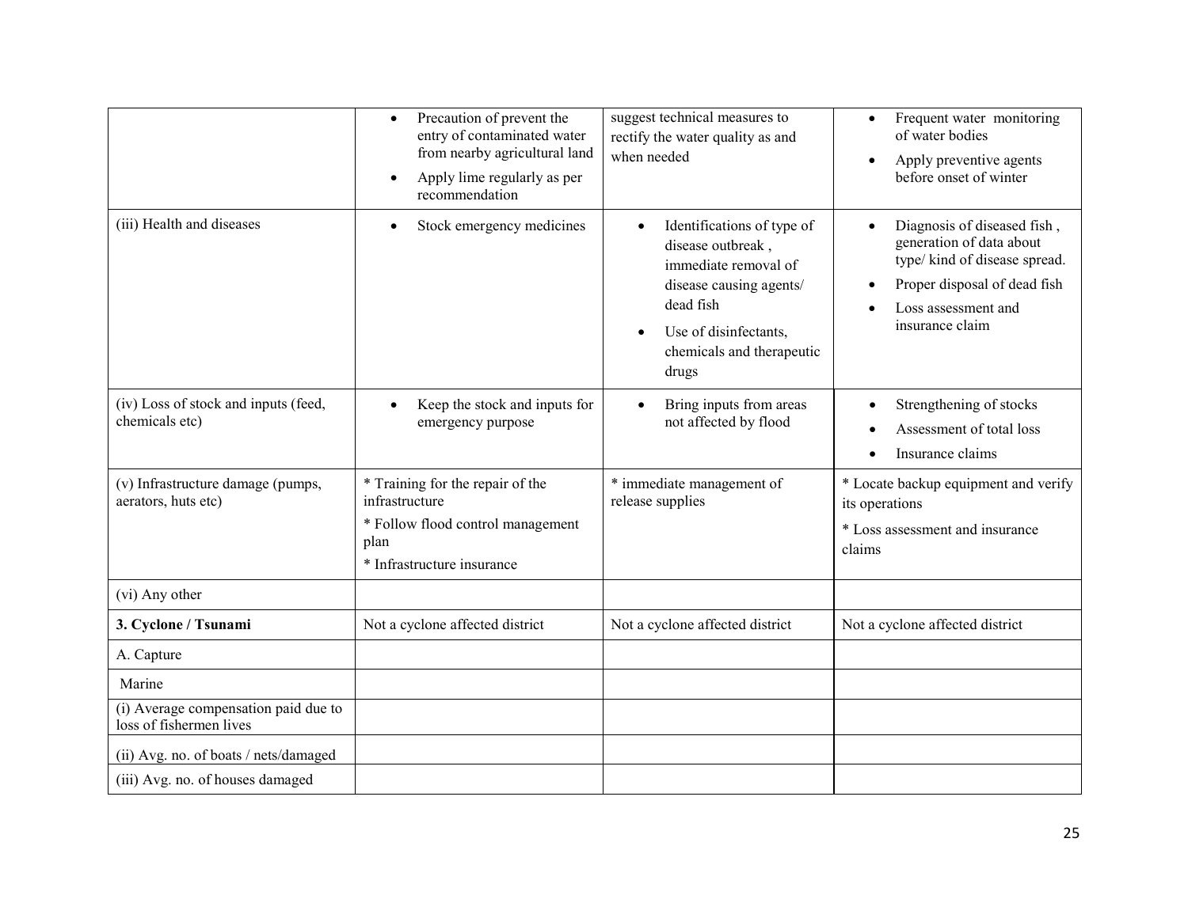| | | | |
|---|---|---|---|
| | • Precaution of prevent the entry of contaminated water from nearby agricultural land<br>• Apply lime regularly as per recommendation | suggest technical measures to rectify the water quality as and when needed | • Frequent water monitoring of water bodies<br>• Apply preventive agents before onset of winter |
| (iii) Health and diseases | • Stock emergency medicines | • Identifications of type of disease outbreak , immediate removal of disease causing agents/ dead fish<br>• Use of disinfectants, chemicals and therapeutic drugs | • Diagnosis of diseased fish , generation of data about type/ kind of disease spread.<br>• Proper disposal of dead fish<br>• Loss assessment and insurance claim |
| (iv) Loss of stock and inputs (feed, chemicals etc) | • Keep the stock and inputs for emergency purpose | • Bring inputs from areas not affected by flood | • Strengthening of stocks<br>• Assessment of total loss<br>• Insurance claims |
| (v) Infrastructure damage (pumps, aerators, huts etc) | * Training for the repair of the infrastructure<br>* Follow flood control management plan<br>* Infrastructure insurance | * immediate management of release supplies | * Locate backup equipment and verify its operations<br>* Loss assessment and insurance claims |
| (vi) Any other | | | |
| **3. Cyclone / Tsunami** | Not a cyclone affected district | Not a cyclone affected district | Not a cyclone affected district |
| A. Capture | | | |
| Marine | | | |
| (i) Average compensation paid due to loss of fishermen lives | | | |
| (ii) Avg. no. of boats / nets/damaged | | | |
| (iii) Avg. no. of houses damaged | | | |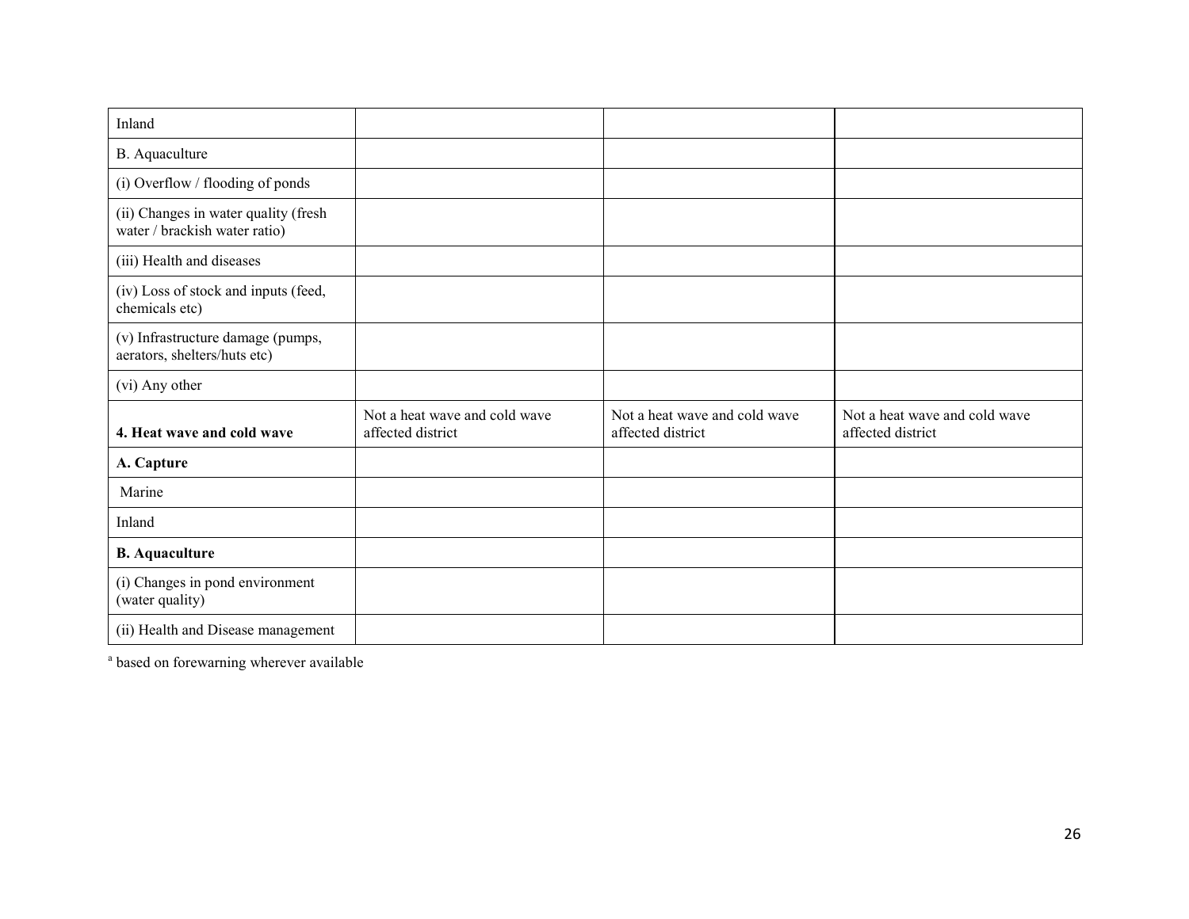| Inland | | | |
|---|---|---|---|
| B. Aquaculture | | | |
| (i) Overflow / flooding of ponds | | | |
| (ii) Changes in water quality (fresh water / brackish water ratio) | | | |
| (iii) Health and diseases | | | |
| (iv) Loss of stock and inputs (feed, chemicals etc) | | | |
| (v) Infrastructure damage (pumps, aerators, shelters/huts etc) | | | |
| (vi) Any other | | | |
| **4. Heat wave and cold wave** | Not a heat wave and cold wave affected district | Not a heat wave and cold wave affected district | Not a heat wave and cold wave affected district |
| **A. Capture** | | | |
| Marine | | | |
| Inland | | | |
| **B. Aquaculture** | | | |
| (i) Changes in pond environment (water quality) | | | |
| (ii) Health and Disease management | | | |

[a] based on forewarning wherever available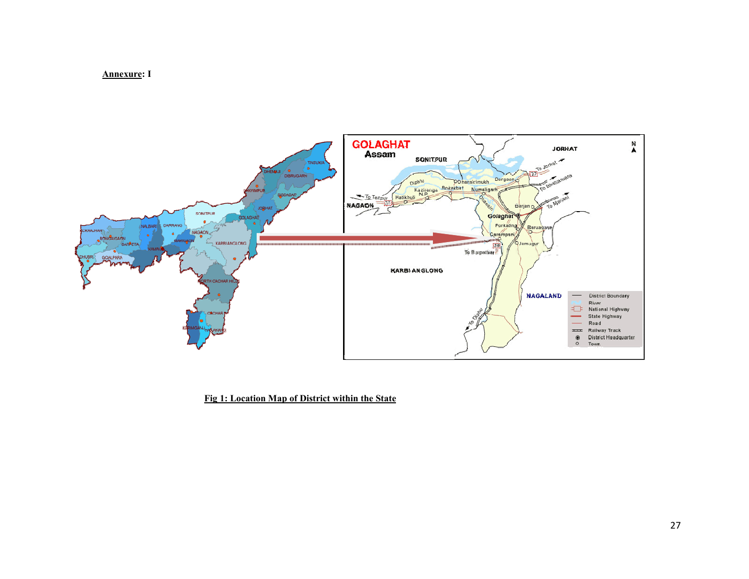**Annexure: I**

GOLAGHAT
Assam

SONITPUR
JORHAT
NAGAON
KARBI ANGLONG
NAGALAND

District Boundary
River
National Highway
State Highway
Road
Railway Track
District Headquarter
Town

**Fig 1: Location Map of District within the State**